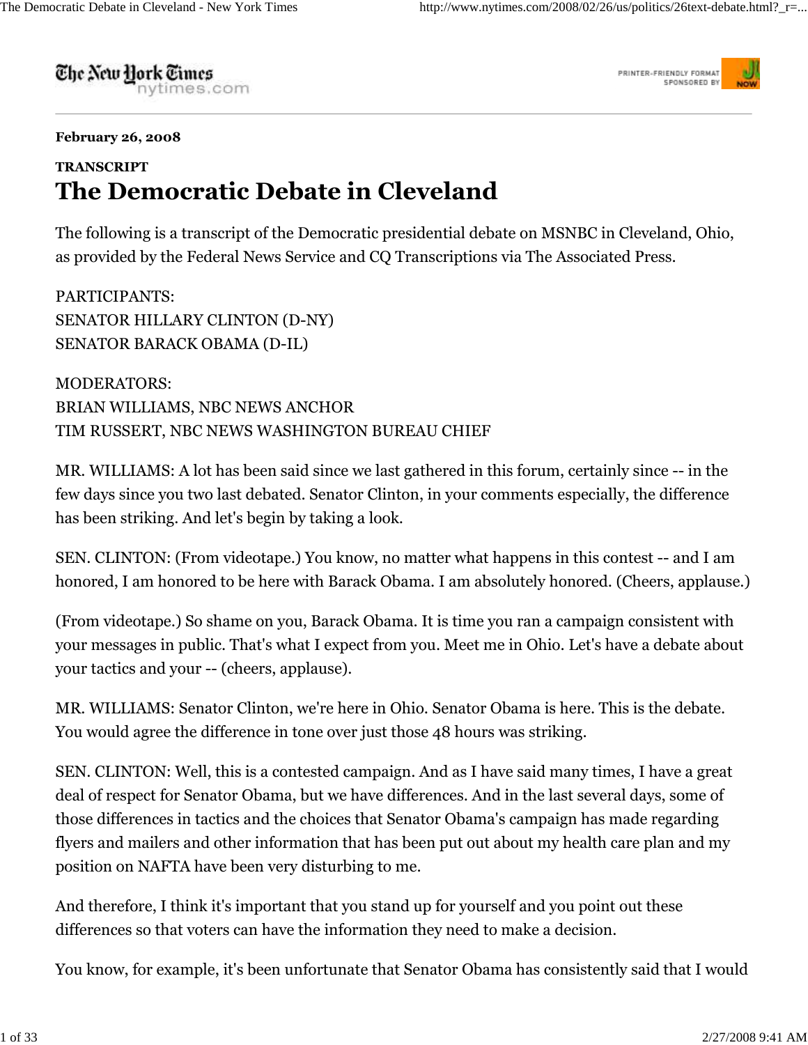The New York Times
nytimes.com

**February 26, 2008**

**TRANSCRIPT**

# The Democratic Debate in Cleveland

The following is a transcript of the Democratic presidential debate on MSNBC in Cleveland, Ohio, as provided by the Federal News Service and CQ Transcriptions via The Associated Press.

PARTICIPANTS:
SENATOR HILLARY CLINTON (D-NY)
SENATOR BARACK OBAMA (D-IL)

MODERATORS:
BRIAN WILLIAMS, NBC NEWS ANCHOR
TIM RUSSERT, NBC NEWS WASHINGTON BUREAU CHIEF

MR. WILLIAMS: A lot has been said since we last gathered in this forum, certainly since -- in the few days since you two last debated. Senator Clinton, in your comments especially, the difference has been striking. And let's begin by taking a look.

SEN. CLINTON: (From videotape.) You know, no matter what happens in this contest -- and I am honored, I am honored to be here with Barack Obama. I am absolutely honored. (Cheers, applause.)

(From videotape.) So shame on you, Barack Obama. It is time you ran a campaign consistent with your messages in public. That's what I expect from you. Meet me in Ohio. Let's have a debate about your tactics and your -- (cheers, applause).

MR. WILLIAMS: Senator Clinton, we're here in Ohio. Senator Obama is here. This is the debate. You would agree the difference in tone over just those 48 hours was striking.

SEN. CLINTON: Well, this is a contested campaign. And as I have said many times, I have a great deal of respect for Senator Obama, but we have differences. And in the last several days, some of those differences in tactics and the choices that Senator Obama's campaign has made regarding flyers and mailers and other information that has been put out about my health care plan and my position on NAFTA have been very disturbing to me.

And therefore, I think it's important that you stand up for yourself and you point out these differences so that voters can have the information they need to make a decision.

You know, for example, it's been unfortunate that Senator Obama has consistently said that I would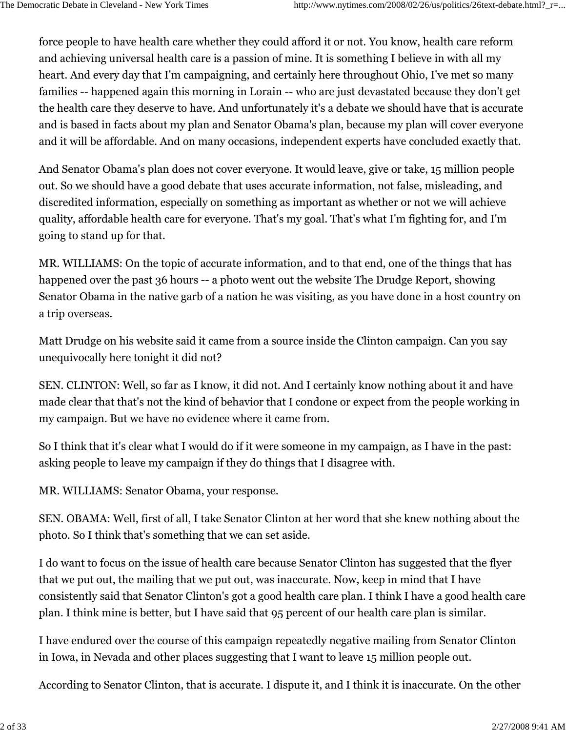force people to have health care whether they could afford it or not. You know, health care reform and achieving universal health care is a passion of mine. It is something I believe in with all my heart. And every day that I'm campaigning, and certainly here throughout Ohio, I've met so many families -- happened again this morning in Lorain -- who are just devastated because they don't get the health care they deserve to have. And unfortunately it's a debate we should have that is accurate and is based in facts about my plan and Senator Obama's plan, because my plan will cover everyone and it will be affordable. And on many occasions, independent experts have concluded exactly that.

And Senator Obama's plan does not cover everyone. It would leave, give or take, 15 million people out. So we should have a good debate that uses accurate information, not false, misleading, and discredited information, especially on something as important as whether or not we will achieve quality, affordable health care for everyone. That's my goal. That's what I'm fighting for, and I'm going to stand up for that.

MR. WILLIAMS: On the topic of accurate information, and to that end, one of the things that has happened over the past 36 hours -- a photo went out the website The Drudge Report, showing Senator Obama in the native garb of a nation he was visiting, as you have done in a host country on a trip overseas.

Matt Drudge on his website said it came from a source inside the Clinton campaign. Can you say unequivocally here tonight it did not?

SEN. CLINTON: Well, so far as I know, it did not. And I certainly know nothing about it and have made clear that that's not the kind of behavior that I condone or expect from the people working in my campaign. But we have no evidence where it came from.

So I think that it's clear what I would do if it were someone in my campaign, as I have in the past: asking people to leave my campaign if they do things that I disagree with.

MR. WILLIAMS: Senator Obama, your response.

SEN. OBAMA: Well, first of all, I take Senator Clinton at her word that she knew nothing about the photo. So I think that's something that we can set aside.

I do want to focus on the issue of health care because Senator Clinton has suggested that the flyer that we put out, the mailing that we put out, was inaccurate. Now, keep in mind that I have consistently said that Senator Clinton's got a good health care plan. I think I have a good health care plan. I think mine is better, but I have said that 95 percent of our health care plan is similar.

I have endured over the course of this campaign repeatedly negative mailing from Senator Clinton in Iowa, in Nevada and other places suggesting that I want to leave 15 million people out.

According to Senator Clinton, that is accurate. I dispute it, and I think it is inaccurate. On the other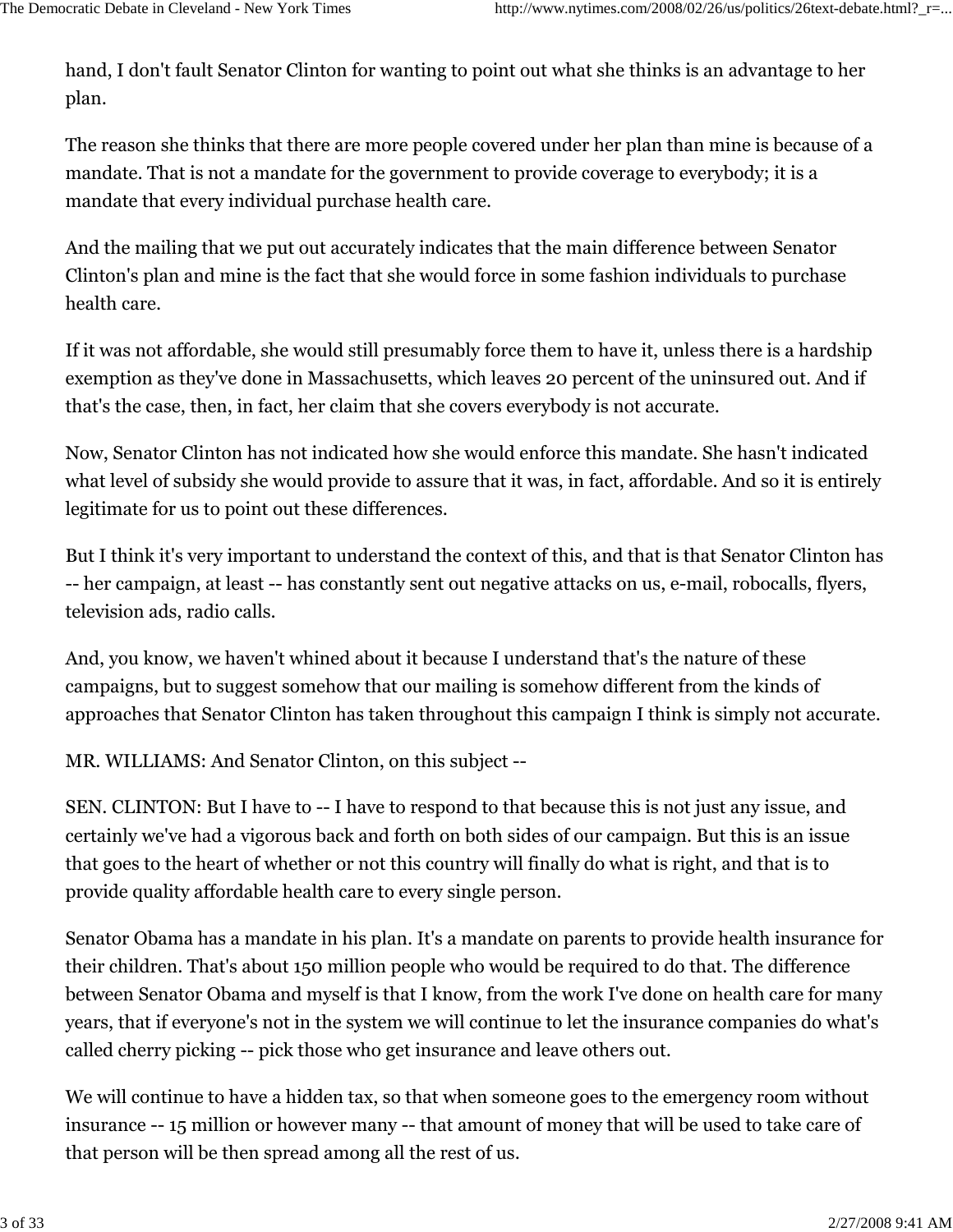hand, I don't fault Senator Clinton for wanting to point out what she thinks is an advantage to her plan.

The reason she thinks that there are more people covered under her plan than mine is because of a mandate. That is not a mandate for the government to provide coverage to everybody; it is a mandate that every individual purchase health care.

And the mailing that we put out accurately indicates that the main difference between Senator Clinton's plan and mine is the fact that she would force in some fashion individuals to purchase health care.

If it was not affordable, she would still presumably force them to have it, unless there is a hardship exemption as they've done in Massachusetts, which leaves 20 percent of the uninsured out. And if that's the case, then, in fact, her claim that she covers everybody is not accurate.

Now, Senator Clinton has not indicated how she would enforce this mandate. She hasn't indicated what level of subsidy she would provide to assure that it was, in fact, affordable. And so it is entirely legitimate for us to point out these differences.

But I think it's very important to understand the context of this, and that is that Senator Clinton has -- her campaign, at least -- has constantly sent out negative attacks on us, e-mail, robocalls, flyers, television ads, radio calls.

And, you know, we haven't whined about it because I understand that's the nature of these campaigns, but to suggest somehow that our mailing is somehow different from the kinds of approaches that Senator Clinton has taken throughout this campaign I think is simply not accurate.

MR. WILLIAMS: And Senator Clinton, on this subject --

SEN. CLINTON: But I have to -- I have to respond to that because this is not just any issue, and certainly we've had a vigorous back and forth on both sides of our campaign. But this is an issue that goes to the heart of whether or not this country will finally do what is right, and that is to provide quality affordable health care to every single person.

Senator Obama has a mandate in his plan. It's a mandate on parents to provide health insurance for their children. That's about 150 million people who would be required to do that. The difference between Senator Obama and myself is that I know, from the work I've done on health care for many years, that if everyone's not in the system we will continue to let the insurance companies do what's called cherry picking -- pick those who get insurance and leave others out.

We will continue to have a hidden tax, so that when someone goes to the emergency room without insurance -- 15 million or however many -- that amount of money that will be used to take care of that person will be then spread among all the rest of us.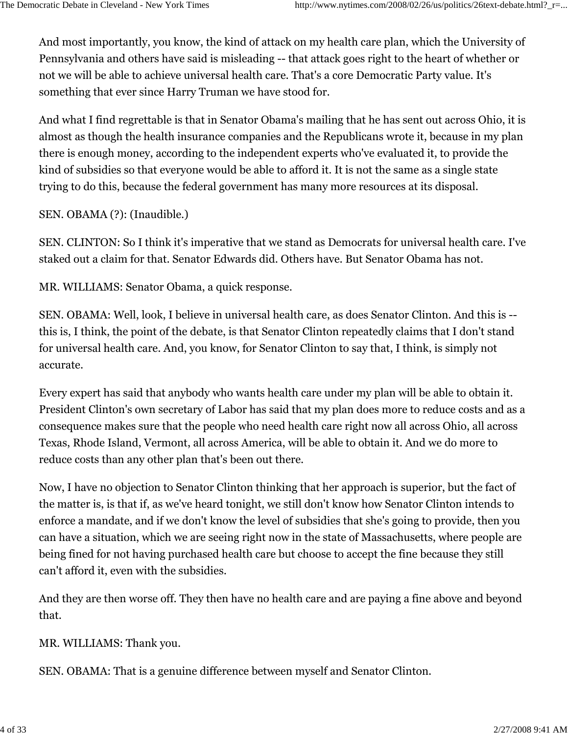And most importantly, you know, the kind of attack on my health care plan, which the University of Pennsylvania and others have said is misleading -- that attack goes right to the heart of whether or not we will be able to achieve universal health care. That's a core Democratic Party value. It's something that ever since Harry Truman we have stood for.

And what I find regrettable is that in Senator Obama's mailing that he has sent out across Ohio, it is almost as though the health insurance companies and the Republicans wrote it, because in my plan there is enough money, according to the independent experts who've evaluated it, to provide the kind of subsidies so that everyone would be able to afford it. It is not the same as a single state trying to do this, because the federal government has many more resources at its disposal.

SEN. OBAMA (?): (Inaudible.)

SEN. CLINTON: So I think it's imperative that we stand as Democrats for universal health care. I've staked out a claim for that. Senator Edwards did. Others have. But Senator Obama has not.

MR. WILLIAMS: Senator Obama, a quick response.

SEN. OBAMA: Well, look, I believe in universal health care, as does Senator Clinton. And this is -- this is, I think, the point of the debate, is that Senator Clinton repeatedly claims that I don't stand for universal health care. And, you know, for Senator Clinton to say that, I think, is simply not accurate.

Every expert has said that anybody who wants health care under my plan will be able to obtain it. President Clinton's own secretary of Labor has said that my plan does more to reduce costs and as a consequence makes sure that the people who need health care right now all across Ohio, all across Texas, Rhode Island, Vermont, all across America, will be able to obtain it. And we do more to reduce costs than any other plan that's been out there.

Now, I have no objection to Senator Clinton thinking that her approach is superior, but the fact of the matter is, is that if, as we've heard tonight, we still don't know how Senator Clinton intends to enforce a mandate, and if we don't know the level of subsidies that she's going to provide, then you can have a situation, which we are seeing right now in the state of Massachusetts, where people are being fined for not having purchased health care but choose to accept the fine because they still can't afford it, even with the subsidies.

And they are then worse off. They then have no health care and are paying a fine above and beyond that.

MR. WILLIAMS: Thank you.

SEN. OBAMA: That is a genuine difference between myself and Senator Clinton.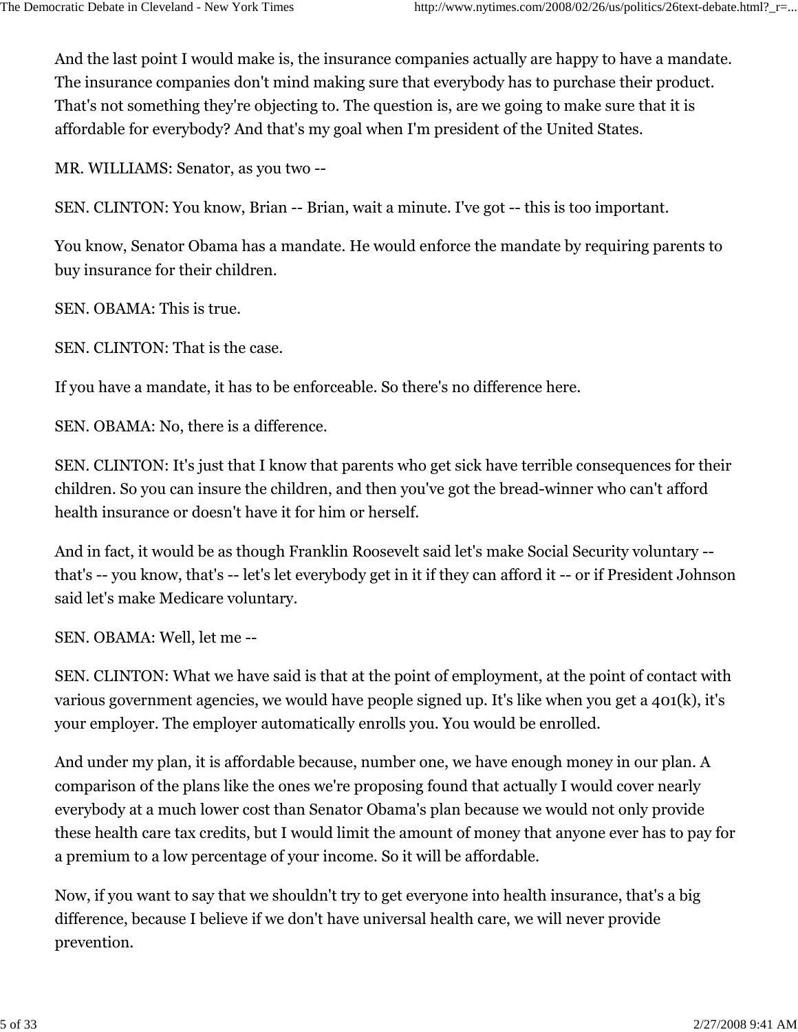And the last point I would make is, the insurance companies actually are happy to have a mandate. The insurance companies don't mind making sure that everybody has to purchase their product. That's not something they're objecting to. The question is, are we going to make sure that it is affordable for everybody? And that's my goal when I'm president of the United States.

MR. WILLIAMS: Senator, as you two --

SEN. CLINTON: You know, Brian -- Brian, wait a minute. I've got -- this is too important.

You know, Senator Obama has a mandate. He would enforce the mandate by requiring parents to buy insurance for their children.

SEN. OBAMA: This is true.

SEN. CLINTON: That is the case.

If you have a mandate, it has to be enforceable. So there's no difference here.

SEN. OBAMA: No, there is a difference.

SEN. CLINTON: It's just that I know that parents who get sick have terrible consequences for their children. So you can insure the children, and then you've got the bread-winner who can't afford health insurance or doesn't have it for him or herself.

And in fact, it would be as though Franklin Roosevelt said let's make Social Security voluntary -- that's -- you know, that's -- let's let everybody get in it if they can afford it -- or if President Johnson said let's make Medicare voluntary.

SEN. OBAMA: Well, let me --

SEN. CLINTON: What we have said is that at the point of employment, at the point of contact with various government agencies, we would have people signed up. It's like when you get a 401(k), it's your employer. The employer automatically enrolls you. You would be enrolled.

And under my plan, it is affordable because, number one, we have enough money in our plan. A comparison of the plans like the ones we're proposing found that actually I would cover nearly everybody at a much lower cost than Senator Obama's plan because we would not only provide these health care tax credits, but I would limit the amount of money that anyone ever has to pay for a premium to a low percentage of your income. So it will be affordable.

Now, if you want to say that we shouldn't try to get everyone into health insurance, that's a big difference, because I believe if we don't have universal health care, we will never provide prevention.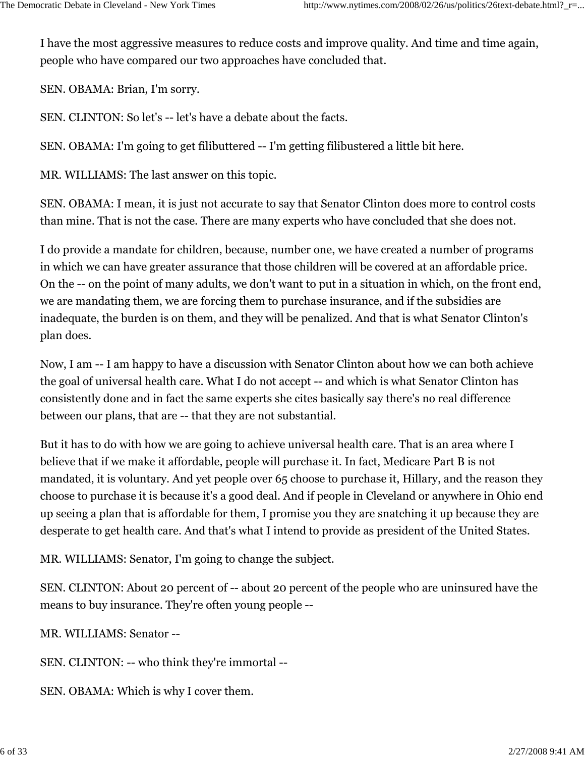I have the most aggressive measures to reduce costs and improve quality. And time and time again, people who have compared our two approaches have concluded that.

SEN. OBAMA: Brian, I'm sorry.

SEN. CLINTON: So let's -- let's have a debate about the facts.

SEN. OBAMA: I'm going to get filibuttered -- I'm getting filibustered a little bit here.

MR. WILLIAMS: The last answer on this topic.

SEN. OBAMA: I mean, it is just not accurate to say that Senator Clinton does more to control costs than mine. That is not the case. There are many experts who have concluded that she does not.

I do provide a mandate for children, because, number one, we have created a number of programs in which we can have greater assurance that those children will be covered at an affordable price. On the -- on the point of many adults, we don't want to put in a situation in which, on the front end, we are mandating them, we are forcing them to purchase insurance, and if the subsidies are inadequate, the burden is on them, and they will be penalized. And that is what Senator Clinton's plan does.

Now, I am -- I am happy to have a discussion with Senator Clinton about how we can both achieve the goal of universal health care. What I do not accept -- and which is what Senator Clinton has consistently done and in fact the same experts she cites basically say there's no real difference between our plans, that are -- that they are not substantial.

But it has to do with how we are going to achieve universal health care. That is an area where I believe that if we make it affordable, people will purchase it. In fact, Medicare Part B is not mandated, it is voluntary. And yet people over 65 choose to purchase it, Hillary, and the reason they choose to purchase it is because it's a good deal. And if people in Cleveland or anywhere in Ohio end up seeing a plan that is affordable for them, I promise you they are snatching it up because they are desperate to get health care. And that's what I intend to provide as president of the United States.

MR. WILLIAMS: Senator, I'm going to change the subject.

SEN. CLINTON: About 20 percent of -- about 20 percent of the people who are uninsured have the means to buy insurance. They're often young people --

MR. WILLIAMS: Senator --

SEN. CLINTON: -- who think they're immortal --

SEN. OBAMA: Which is why I cover them.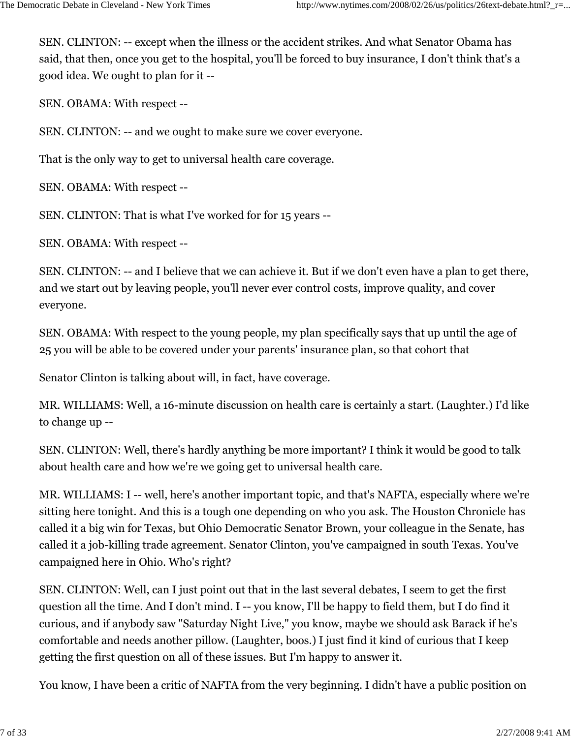SEN. CLINTON: -- except when the illness or the accident strikes. And what Senator Obama has said, that then, once you get to the hospital, you'll be forced to buy insurance, I don't think that's a good idea. We ought to plan for it --

SEN. OBAMA: With respect --

SEN. CLINTON: -- and we ought to make sure we cover everyone.

That is the only way to get to universal health care coverage.

SEN. OBAMA: With respect --

SEN. CLINTON: That is what I've worked for for 15 years --

SEN. OBAMA: With respect --

SEN. CLINTON: -- and I believe that we can achieve it. But if we don't even have a plan to get there, and we start out by leaving people, you'll never ever control costs, improve quality, and cover everyone.

SEN. OBAMA: With respect to the young people, my plan specifically says that up until the age of 25 you will be able to be covered under your parents' insurance plan, so that cohort that

Senator Clinton is talking about will, in fact, have coverage.

MR. WILLIAMS: Well, a 16-minute discussion on health care is certainly a start. (Laughter.) I'd like to change up --

SEN. CLINTON: Well, there's hardly anything be more important? I think it would be good to talk about health care and how we're we going get to universal health care.

MR. WILLIAMS: I -- well, here's another important topic, and that's NAFTA, especially where we're sitting here tonight. And this is a tough one depending on who you ask. The Houston Chronicle has called it a big win for Texas, but Ohio Democratic Senator Brown, your colleague in the Senate, has called it a job-killing trade agreement. Senator Clinton, you've campaigned in south Texas. You've campaigned here in Ohio. Who's right?

SEN. CLINTON: Well, can I just point out that in the last several debates, I seem to get the first question all the time. And I don't mind. I -- you know, I'll be happy to field them, but I do find it curious, and if anybody saw "Saturday Night Live," you know, maybe we should ask Barack if he's comfortable and needs another pillow. (Laughter, boos.) I just find it kind of curious that I keep getting the first question on all of these issues. But I'm happy to answer it.

You know, I have been a critic of NAFTA from the very beginning. I didn't have a public position on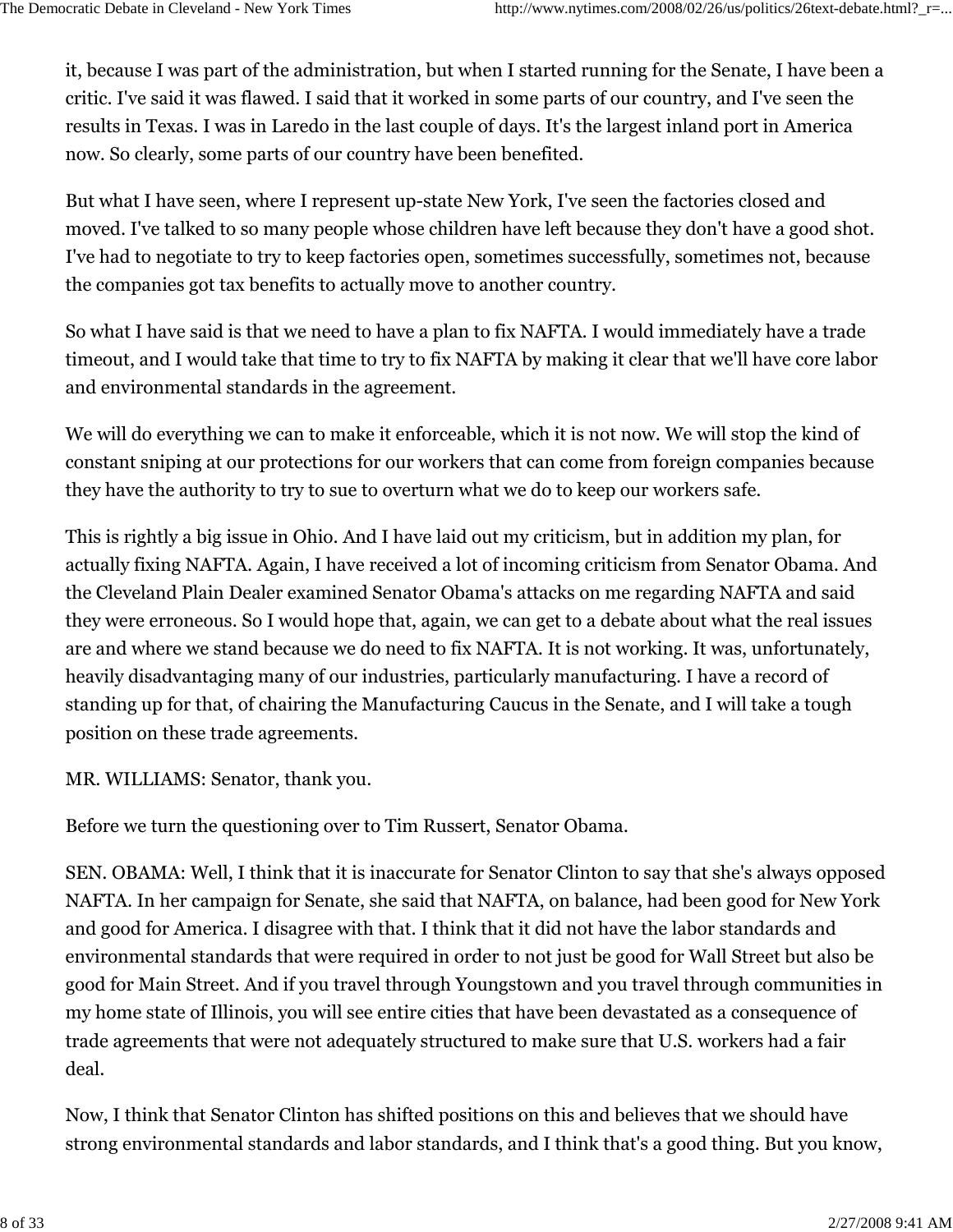it, because I was part of the administration, but when I started running for the Senate, I have been a critic. I've said it was flawed. I said that it worked in some parts of our country, and I've seen the results in Texas. I was in Laredo in the last couple of days. It's the largest inland port in America now. So clearly, some parts of our country have been benefited.

But what I have seen, where I represent up-state New York, I've seen the factories closed and moved. I've talked to so many people whose children have left because they don't have a good shot. I've had to negotiate to try to keep factories open, sometimes successfully, sometimes not, because the companies got tax benefits to actually move to another country.

So what I have said is that we need to have a plan to fix NAFTA. I would immediately have a trade timeout, and I would take that time to try to fix NAFTA by making it clear that we'll have core labor and environmental standards in the agreement.

We will do everything we can to make it enforceable, which it is not now. We will stop the kind of constant sniping at our protections for our workers that can come from foreign companies because they have the authority to try to sue to overturn what we do to keep our workers safe.

This is rightly a big issue in Ohio. And I have laid out my criticism, but in addition my plan, for actually fixing NAFTA. Again, I have received a lot of incoming criticism from Senator Obama. And the Cleveland Plain Dealer examined Senator Obama's attacks on me regarding NAFTA and said they were erroneous. So I would hope that, again, we can get to a debate about what the real issues are and where we stand because we do need to fix NAFTA. It is not working. It was, unfortunately, heavily disadvantaging many of our industries, particularly manufacturing. I have a record of standing up for that, of chairing the Manufacturing Caucus in the Senate, and I will take a tough position on these trade agreements.

MR. WILLIAMS: Senator, thank you.

Before we turn the questioning over to Tim Russert, Senator Obama.

SEN. OBAMA: Well, I think that it is inaccurate for Senator Clinton to say that she's always opposed NAFTA. In her campaign for Senate, she said that NAFTA, on balance, had been good for New York and good for America. I disagree with that. I think that it did not have the labor standards and environmental standards that were required in order to not just be good for Wall Street but also be good for Main Street. And if you travel through Youngstown and you travel through communities in my home state of Illinois, you will see entire cities that have been devastated as a consequence of trade agreements that were not adequately structured to make sure that U.S. workers had a fair deal.

Now, I think that Senator Clinton has shifted positions on this and believes that we should have strong environmental standards and labor standards, and I think that's a good thing. But you know,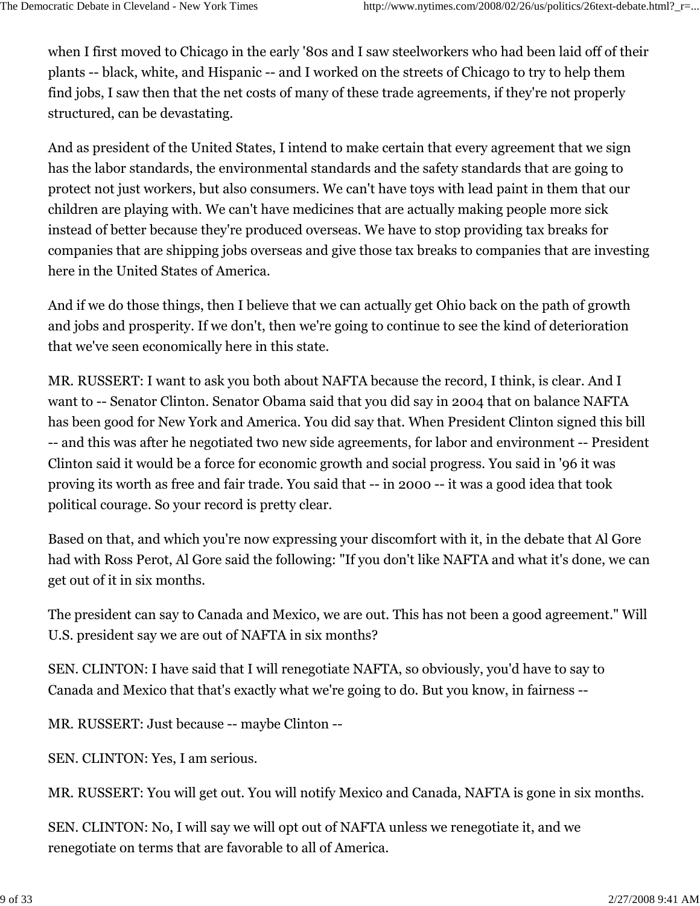when I first moved to Chicago in the early '80s and I saw steelworkers who had been laid off of their plants -- black, white, and Hispanic -- and I worked on the streets of Chicago to try to help them find jobs, I saw then that the net costs of many of these trade agreements, if they're not properly structured, can be devastating.

And as president of the United States, I intend to make certain that every agreement that we sign has the labor standards, the environmental standards and the safety standards that are going to protect not just workers, but also consumers. We can't have toys with lead paint in them that our children are playing with. We can't have medicines that are actually making people more sick instead of better because they're produced overseas. We have to stop providing tax breaks for companies that are shipping jobs overseas and give those tax breaks to companies that are investing here in the United States of America.

And if we do those things, then I believe that we can actually get Ohio back on the path of growth and jobs and prosperity. If we don't, then we're going to continue to see the kind of deterioration that we've seen economically here in this state.

MR. RUSSERT: I want to ask you both about NAFTA because the record, I think, is clear. And I want to -- Senator Clinton. Senator Obama said that you did say in 2004 that on balance NAFTA has been good for New York and America. You did say that. When President Clinton signed this bill -- and this was after he negotiated two new side agreements, for labor and environment -- President Clinton said it would be a force for economic growth and social progress. You said in '96 it was proving its worth as free and fair trade. You said that -- in 2000 -- it was a good idea that took political courage. So your record is pretty clear.

Based on that, and which you're now expressing your discomfort with it, in the debate that Al Gore had with Ross Perot, Al Gore said the following: "If you don't like NAFTA and what it's done, we can get out of it in six months.

The president can say to Canada and Mexico, we are out. This has not been a good agreement." Will U.S. president say we are out of NAFTA in six months?

SEN. CLINTON: I have said that I will renegotiate NAFTA, so obviously, you'd have to say to Canada and Mexico that that's exactly what we're going to do. But you know, in fairness --

MR. RUSSERT: Just because -- maybe Clinton --

SEN. CLINTON: Yes, I am serious.

MR. RUSSERT: You will get out. You will notify Mexico and Canada, NAFTA is gone in six months.

SEN. CLINTON: No, I will say we will opt out of NAFTA unless we renegotiate it, and we renegotiate on terms that are favorable to all of America.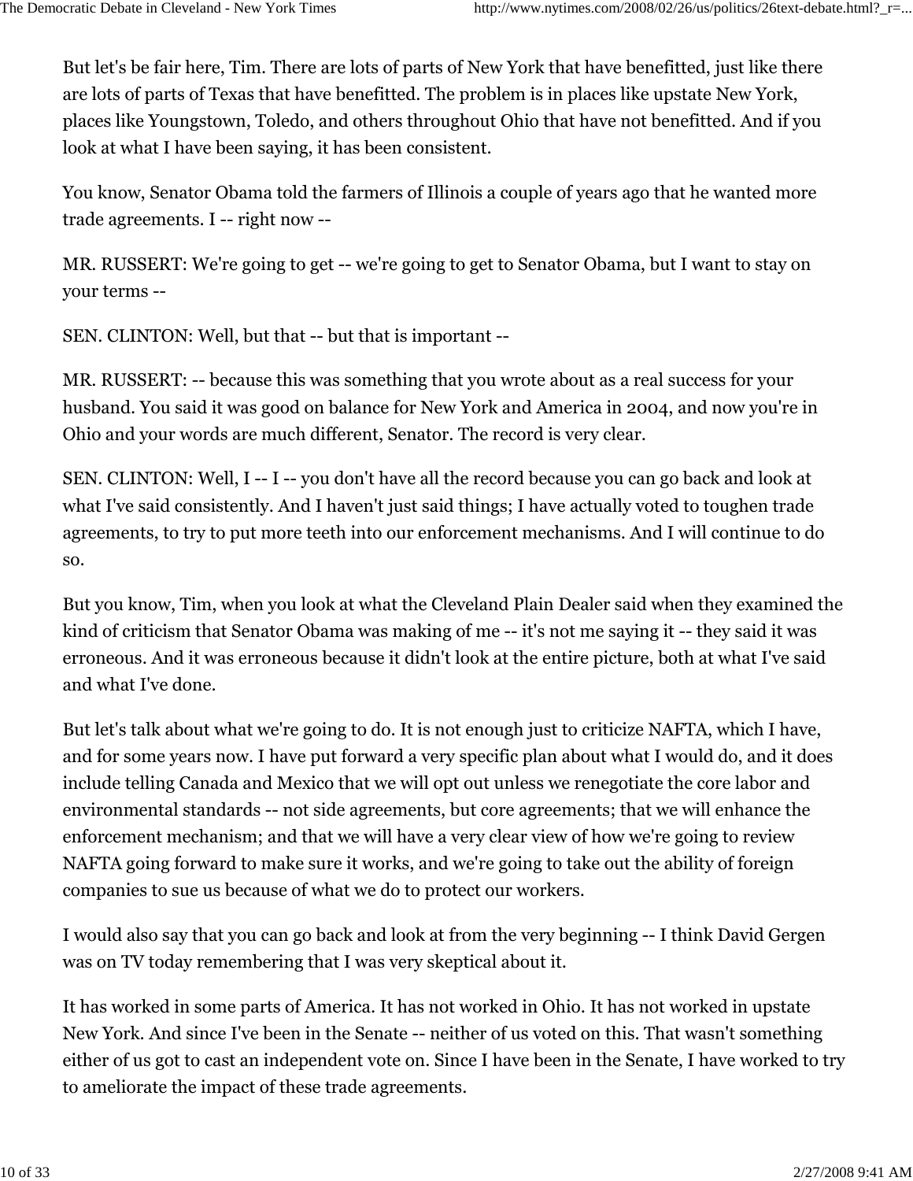But let's be fair here, Tim. There are lots of parts of New York that have benefitted, just like there are lots of parts of Texas that have benefitted. The problem is in places like upstate New York, places like Youngstown, Toledo, and others throughout Ohio that have not benefitted. And if you look at what I have been saying, it has been consistent.

You know, Senator Obama told the farmers of Illinois a couple of years ago that he wanted more trade agreements. I -- right now --

MR. RUSSERT: We're going to get -- we're going to get to Senator Obama, but I want to stay on your terms --

SEN. CLINTON: Well, but that -- but that is important --

MR. RUSSERT: -- because this was something that you wrote about as a real success for your husband. You said it was good on balance for New York and America in 2004, and now you're in Ohio and your words are much different, Senator. The record is very clear.

SEN. CLINTON: Well, I -- I -- you don't have all the record because you can go back and look at what I've said consistently. And I haven't just said things; I have actually voted to toughen trade agreements, to try to put more teeth into our enforcement mechanisms. And I will continue to do so.

But you know, Tim, when you look at what the Cleveland Plain Dealer said when they examined the kind of criticism that Senator Obama was making of me -- it's not me saying it -- they said it was erroneous. And it was erroneous because it didn't look at the entire picture, both at what I've said and what I've done.

But let's talk about what we're going to do. It is not enough just to criticize NAFTA, which I have, and for some years now. I have put forward a very specific plan about what I would do, and it does include telling Canada and Mexico that we will opt out unless we renegotiate the core labor and environmental standards -- not side agreements, but core agreements; that we will enhance the enforcement mechanism; and that we will have a very clear view of how we're going to review NAFTA going forward to make sure it works, and we're going to take out the ability of foreign companies to sue us because of what we do to protect our workers.

I would also say that you can go back and look at from the very beginning -- I think David Gergen was on TV today remembering that I was very skeptical about it.

It has worked in some parts of America. It has not worked in Ohio. It has not worked in upstate New York. And since I've been in the Senate -- neither of us voted on this. That wasn't something either of us got to cast an independent vote on. Since I have been in the Senate, I have worked to try to ameliorate the impact of these trade agreements.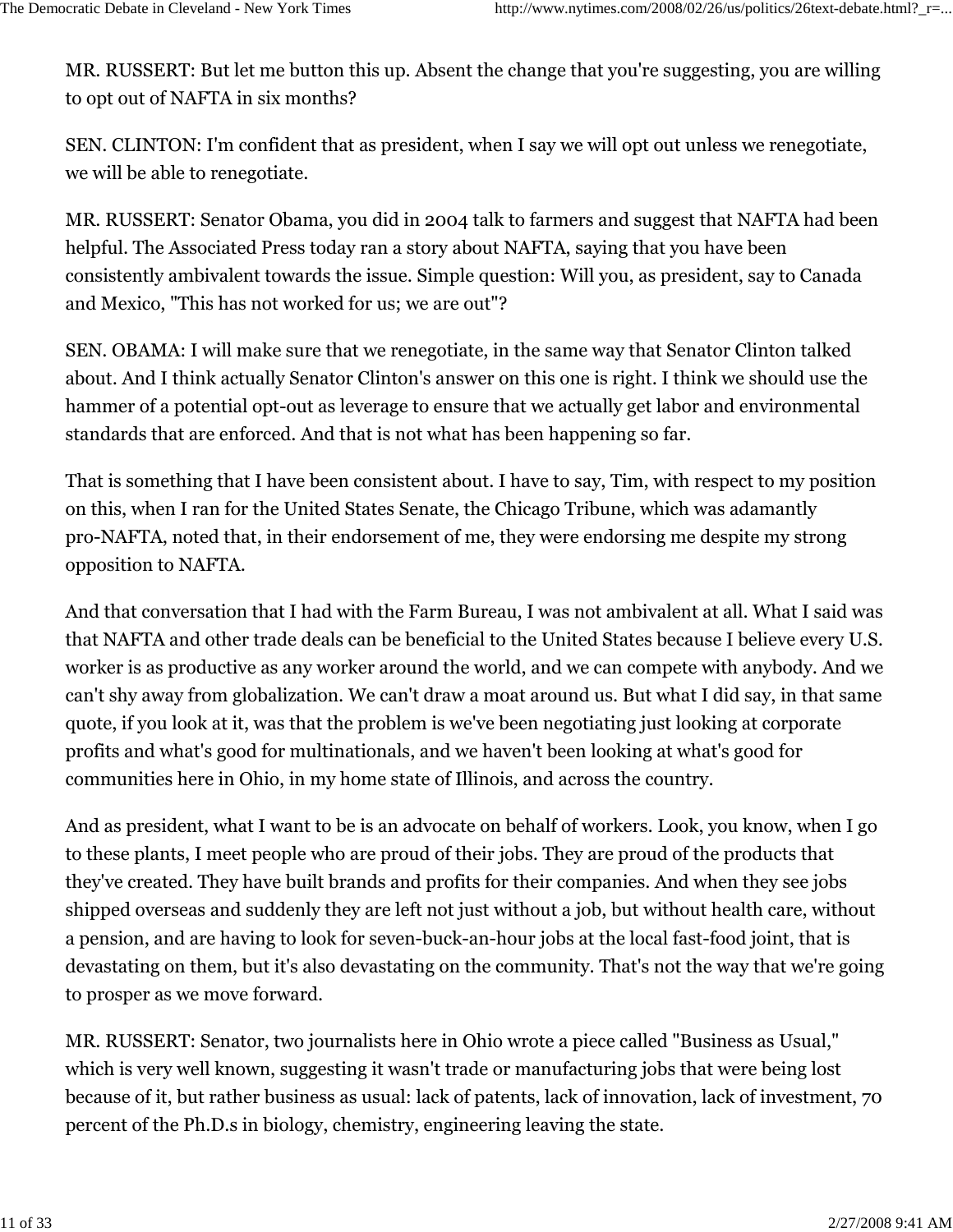MR. RUSSERT: But let me button this up. Absent the change that you're suggesting, you are willing to opt out of NAFTA in six months?

SEN. CLINTON: I'm confident that as president, when I say we will opt out unless we renegotiate, we will be able to renegotiate.

MR. RUSSERT: Senator Obama, you did in 2004 talk to farmers and suggest that NAFTA had been helpful. The Associated Press today ran a story about NAFTA, saying that you have been consistently ambivalent towards the issue. Simple question: Will you, as president, say to Canada and Mexico, "This has not worked for us; we are out"?

SEN. OBAMA: I will make sure that we renegotiate, in the same way that Senator Clinton talked about. And I think actually Senator Clinton's answer on this one is right. I think we should use the hammer of a potential opt-out as leverage to ensure that we actually get labor and environmental standards that are enforced. And that is not what has been happening so far.

That is something that I have been consistent about. I have to say, Tim, with respect to my position on this, when I ran for the United States Senate, the Chicago Tribune, which was adamantly pro-NAFTA, noted that, in their endorsement of me, they were endorsing me despite my strong opposition to NAFTA.

And that conversation that I had with the Farm Bureau, I was not ambivalent at all. What I said was that NAFTA and other trade deals can be beneficial to the United States because I believe every U.S. worker is as productive as any worker around the world, and we can compete with anybody. And we can't shy away from globalization. We can't draw a moat around us. But what I did say, in that same quote, if you look at it, was that the problem is we've been negotiating just looking at corporate profits and what's good for multinationals, and we haven't been looking at what's good for communities here in Ohio, in my home state of Illinois, and across the country.

And as president, what I want to be is an advocate on behalf of workers. Look, you know, when I go to these plants, I meet people who are proud of their jobs. They are proud of the products that they've created. They have built brands and profits for their companies. And when they see jobs shipped overseas and suddenly they are left not just without a job, but without health care, without a pension, and are having to look for seven-buck-an-hour jobs at the local fast-food joint, that is devastating on them, but it's also devastating on the community. That's not the way that we're going to prosper as we move forward.

MR. RUSSERT: Senator, two journalists here in Ohio wrote a piece called "Business as Usual," which is very well known, suggesting it wasn't trade or manufacturing jobs that were being lost because of it, but rather business as usual: lack of patents, lack of innovation, lack of investment, 70 percent of the Ph.D.s in biology, chemistry, engineering leaving the state.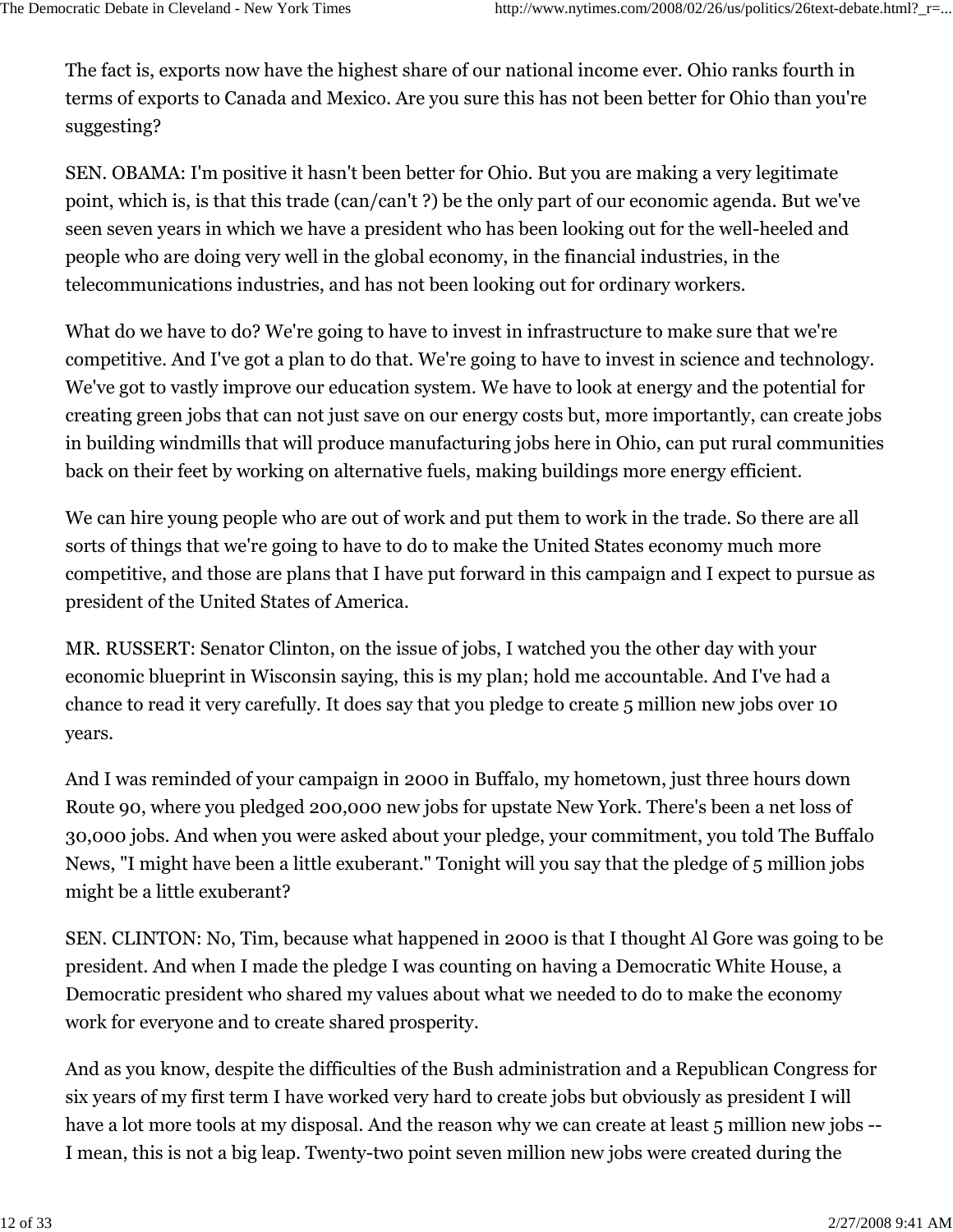The fact is, exports now have the highest share of our national income ever. Ohio ranks fourth in terms of exports to Canada and Mexico. Are you sure this has not been better for Ohio than you're suggesting?

SEN. OBAMA: I'm positive it hasn't been better for Ohio. But you are making a very legitimate point, which is, is that this trade (can/can't ?) be the only part of our economic agenda. But we've seen seven years in which we have a president who has been looking out for the well-heeled and people who are doing very well in the global economy, in the financial industries, in the telecommunications industries, and has not been looking out for ordinary workers.

What do we have to do? We're going to have to invest in infrastructure to make sure that we're competitive. And I've got a plan to do that. We're going to have to invest in science and technology. We've got to vastly improve our education system. We have to look at energy and the potential for creating green jobs that can not just save on our energy costs but, more importantly, can create jobs in building windmills that will produce manufacturing jobs here in Ohio, can put rural communities back on their feet by working on alternative fuels, making buildings more energy efficient.

We can hire young people who are out of work and put them to work in the trade. So there are all sorts of things that we're going to have to do to make the United States economy much more competitive, and those are plans that I have put forward in this campaign and I expect to pursue as president of the United States of America.

MR. RUSSERT: Senator Clinton, on the issue of jobs, I watched you the other day with your economic blueprint in Wisconsin saying, this is my plan; hold me accountable. And I've had a chance to read it very carefully. It does say that you pledge to create 5 million new jobs over 10 years.

And I was reminded of your campaign in 2000 in Buffalo, my hometown, just three hours down Route 90, where you pledged 200,000 new jobs for upstate New York. There's been a net loss of 30,000 jobs. And when you were asked about your pledge, your commitment, you told The Buffalo News, "I might have been a little exuberant." Tonight will you say that the pledge of 5 million jobs might be a little exuberant?

SEN. CLINTON: No, Tim, because what happened in 2000 is that I thought Al Gore was going to be president. And when I made the pledge I was counting on having a Democratic White House, a Democratic president who shared my values about what we needed to do to make the economy work for everyone and to create shared prosperity.

And as you know, despite the difficulties of the Bush administration and a Republican Congress for six years of my first term I have worked very hard to create jobs but obviously as president I will have a lot more tools at my disposal. And the reason why we can create at least 5 million new jobs -- I mean, this is not a big leap. Twenty-two point seven million new jobs were created during the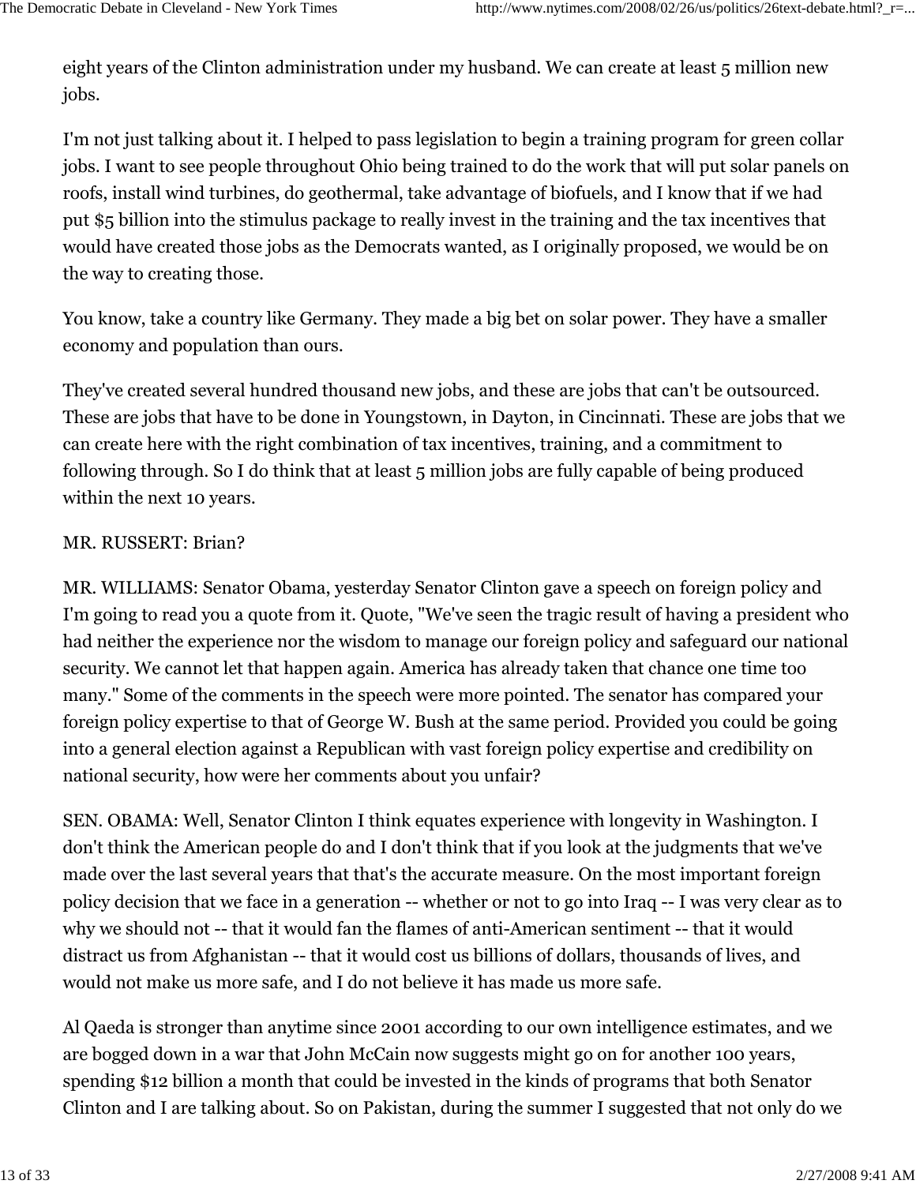eight years of the Clinton administration under my husband. We can create at least 5 million new jobs.

I'm not just talking about it. I helped to pass legislation to begin a training program for green collar jobs. I want to see people throughout Ohio being trained to do the work that will put solar panels on roofs, install wind turbines, do geothermal, take advantage of biofuels, and I know that if we had put $5 billion into the stimulus package to really invest in the training and the tax incentives that would have created those jobs as the Democrats wanted, as I originally proposed, we would be on the way to creating those.

You know, take a country like Germany. They made a big bet on solar power. They have a smaller economy and population than ours.

They've created several hundred thousand new jobs, and these are jobs that can't be outsourced. These are jobs that have to be done in Youngstown, in Dayton, in Cincinnati. These are jobs that we can create here with the right combination of tax incentives, training, and a commitment to following through. So I do think that at least 5 million jobs are fully capable of being produced within the next 10 years.

MR. RUSSERT: Brian?

MR. WILLIAMS: Senator Obama, yesterday Senator Clinton gave a speech on foreign policy and I'm going to read you a quote from it. Quote, "We've seen the tragic result of having a president who had neither the experience nor the wisdom to manage our foreign policy and safeguard our national security. We cannot let that happen again. America has already taken that chance one time too many." Some of the comments in the speech were more pointed. The senator has compared your foreign policy expertise to that of George W. Bush at the same period. Provided you could be going into a general election against a Republican with vast foreign policy expertise and credibility on national security, how were her comments about you unfair?

SEN. OBAMA: Well, Senator Clinton I think equates experience with longevity in Washington. I don't think the American people do and I don't think that if you look at the judgments that we've made over the last several years that that's the accurate measure. On the most important foreign policy decision that we face in a generation -- whether or not to go into Iraq -- I was very clear as to why we should not -- that it would fan the flames of anti-American sentiment -- that it would distract us from Afghanistan -- that it would cost us billions of dollars, thousands of lives, and would not make us more safe, and I do not believe it has made us more safe.

Al Qaeda is stronger than anytime since 2001 according to our own intelligence estimates, and we are bogged down in a war that John McCain now suggests might go on for another 100 years, spending $12 billion a month that could be invested in the kinds of programs that both Senator Clinton and I are talking about. So on Pakistan, during the summer I suggested that not only do we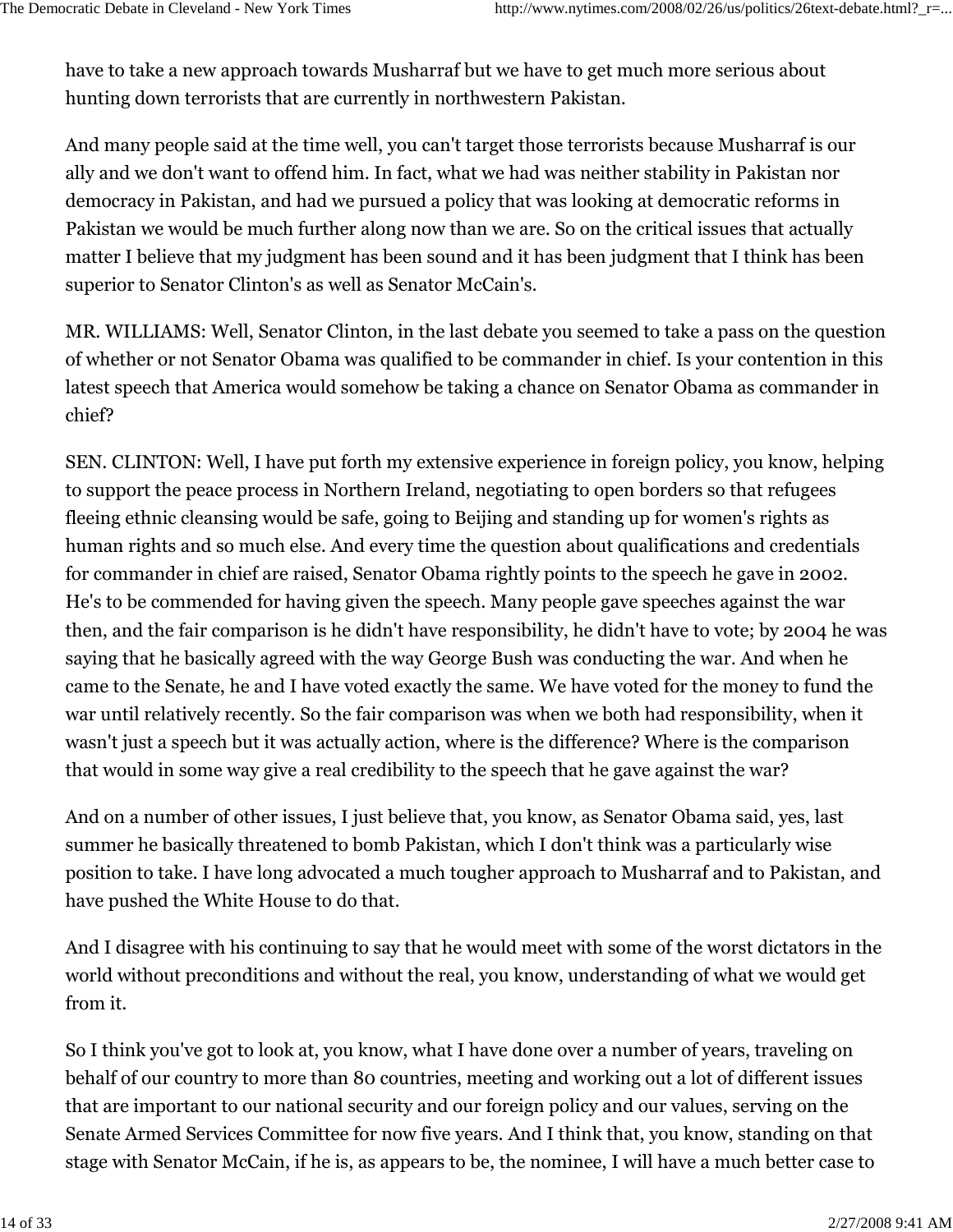have to take a new approach towards Musharraf but we have to get much more serious about hunting down terrorists that are currently in northwestern Pakistan.

And many people said at the time well, you can't target those terrorists because Musharraf is our ally and we don't want to offend him. In fact, what we had was neither stability in Pakistan nor democracy in Pakistan, and had we pursued a policy that was looking at democratic reforms in Pakistan we would be much further along now than we are. So on the critical issues that actually matter I believe that my judgment has been sound and it has been judgment that I think has been superior to Senator Clinton's as well as Senator McCain's.

MR. WILLIAMS: Well, Senator Clinton, in the last debate you seemed to take a pass on the question of whether or not Senator Obama was qualified to be commander in chief. Is your contention in this latest speech that America would somehow be taking a chance on Senator Obama as commander in chief?

SEN. CLINTON: Well, I have put forth my extensive experience in foreign policy, you know, helping to support the peace process in Northern Ireland, negotiating to open borders so that refugees fleeing ethnic cleansing would be safe, going to Beijing and standing up for women's rights as human rights and so much else. And every time the question about qualifications and credentials for commander in chief are raised, Senator Obama rightly points to the speech he gave in 2002. He's to be commended for having given the speech. Many people gave speeches against the war then, and the fair comparison is he didn't have responsibility, he didn't have to vote; by 2004 he was saying that he basically agreed with the way George Bush was conducting the war. And when he came to the Senate, he and I have voted exactly the same. We have voted for the money to fund the war until relatively recently. So the fair comparison was when we both had responsibility, when it wasn't just a speech but it was actually action, where is the difference? Where is the comparison that would in some way give a real credibility to the speech that he gave against the war?

And on a number of other issues, I just believe that, you know, as Senator Obama said, yes, last summer he basically threatened to bomb Pakistan, which I don't think was a particularly wise position to take. I have long advocated a much tougher approach to Musharraf and to Pakistan, and have pushed the White House to do that.

And I disagree with his continuing to say that he would meet with some of the worst dictators in the world without preconditions and without the real, you know, understanding of what we would get from it.

So I think you've got to look at, you know, what I have done over a number of years, traveling on behalf of our country to more than 80 countries, meeting and working out a lot of different issues that are important to our national security and our foreign policy and our values, serving on the Senate Armed Services Committee for now five years. And I think that, you know, standing on that stage with Senator McCain, if he is, as appears to be, the nominee, I will have a much better case to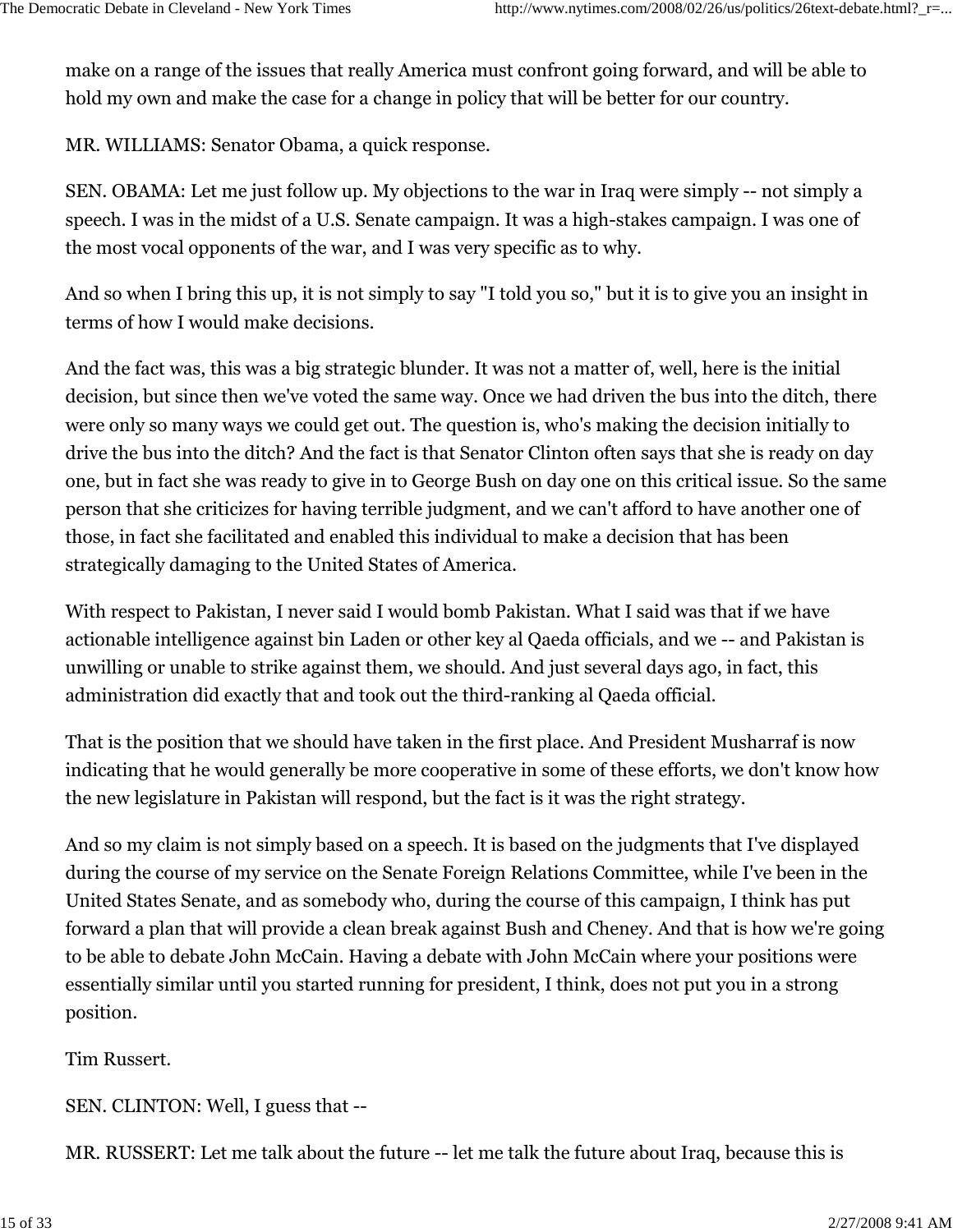make on a range of the issues that really America must confront going forward, and will be able to hold my own and make the case for a change in policy that will be better for our country.

MR. WILLIAMS: Senator Obama, a quick response.

SEN. OBAMA: Let me just follow up. My objections to the war in Iraq were simply -- not simply a speech. I was in the midst of a U.S. Senate campaign. It was a high-stakes campaign. I was one of the most vocal opponents of the war, and I was very specific as to why.

And so when I bring this up, it is not simply to say "I told you so," but it is to give you an insight in terms of how I would make decisions.

And the fact was, this was a big strategic blunder. It was not a matter of, well, here is the initial decision, but since then we've voted the same way. Once we had driven the bus into the ditch, there were only so many ways we could get out. The question is, who's making the decision initially to drive the bus into the ditch? And the fact is that Senator Clinton often says that she is ready on day one, but in fact she was ready to give in to George Bush on day one on this critical issue. So the same person that she criticizes for having terrible judgment, and we can't afford to have another one of those, in fact she facilitated and enabled this individual to make a decision that has been strategically damaging to the United States of America.

With respect to Pakistan, I never said I would bomb Pakistan. What I said was that if we have actionable intelligence against bin Laden or other key al Qaeda officials, and we -- and Pakistan is unwilling or unable to strike against them, we should. And just several days ago, in fact, this administration did exactly that and took out the third-ranking al Qaeda official.

That is the position that we should have taken in the first place. And President Musharraf is now indicating that he would generally be more cooperative in some of these efforts, we don't know how the new legislature in Pakistan will respond, but the fact is it was the right strategy.

And so my claim is not simply based on a speech. It is based on the judgments that I've displayed during the course of my service on the Senate Foreign Relations Committee, while I've been in the United States Senate, and as somebody who, during the course of this campaign, I think has put forward a plan that will provide a clean break against Bush and Cheney. And that is how we're going to be able to debate John McCain. Having a debate with John McCain where your positions were essentially similar until you started running for president, I think, does not put you in a strong position.

Tim Russert.

SEN. CLINTON: Well, I guess that --

MR. RUSSERT: Let me talk about the future -- let me talk the future about Iraq, because this is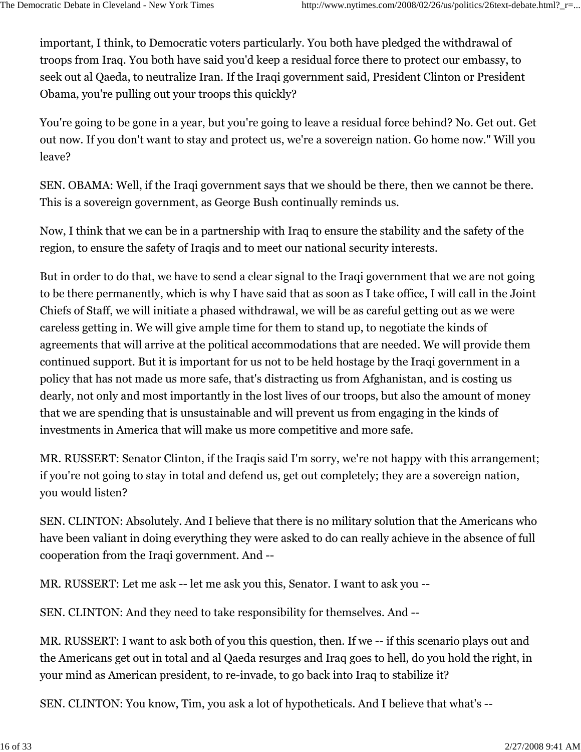important, I think, to Democratic voters particularly. You both have pledged the withdrawal of troops from Iraq. You both have said you'd keep a residual force there to protect our embassy, to seek out al Qaeda, to neutralize Iran. If the Iraqi government said, President Clinton or President Obama, you're pulling out your troops this quickly?

You're going to be gone in a year, but you're going to leave a residual force behind? No. Get out. Get out now. If you don't want to stay and protect us, we're a sovereign nation. Go home now." Will you leave?

SEN. OBAMA: Well, if the Iraqi government says that we should be there, then we cannot be there. This is a sovereign government, as George Bush continually reminds us.

Now, I think that we can be in a partnership with Iraq to ensure the stability and the safety of the region, to ensure the safety of Iraqis and to meet our national security interests.

But in order to do that, we have to send a clear signal to the Iraqi government that we are not going to be there permanently, which is why I have said that as soon as I take office, I will call in the Joint Chiefs of Staff, we will initiate a phased withdrawal, we will be as careful getting out as we were careless getting in. We will give ample time for them to stand up, to negotiate the kinds of agreements that will arrive at the political accommodations that are needed. We will provide them continued support. But it is important for us not to be held hostage by the Iraqi government in a policy that has not made us more safe, that's distracting us from Afghanistan, and is costing us dearly, not only and most importantly in the lost lives of our troops, but also the amount of money that we are spending that is unsustainable and will prevent us from engaging in the kinds of investments in America that will make us more competitive and more safe.

MR. RUSSERT: Senator Clinton, if the Iraqis said I'm sorry, we're not happy with this arrangement; if you're not going to stay in total and defend us, get out completely; they are a sovereign nation, you would listen?

SEN. CLINTON: Absolutely. And I believe that there is no military solution that the Americans who have been valiant in doing everything they were asked to do can really achieve in the absence of full cooperation from the Iraqi government. And --

MR. RUSSERT: Let me ask -- let me ask you this, Senator. I want to ask you --

SEN. CLINTON: And they need to take responsibility for themselves. And --

MR. RUSSERT: I want to ask both of you this question, then. If we -- if this scenario plays out and the Americans get out in total and al Qaeda resurges and Iraq goes to hell, do you hold the right, in your mind as American president, to re-invade, to go back into Iraq to stabilize it?

SEN. CLINTON: You know, Tim, you ask a lot of hypotheticals. And I believe that what's --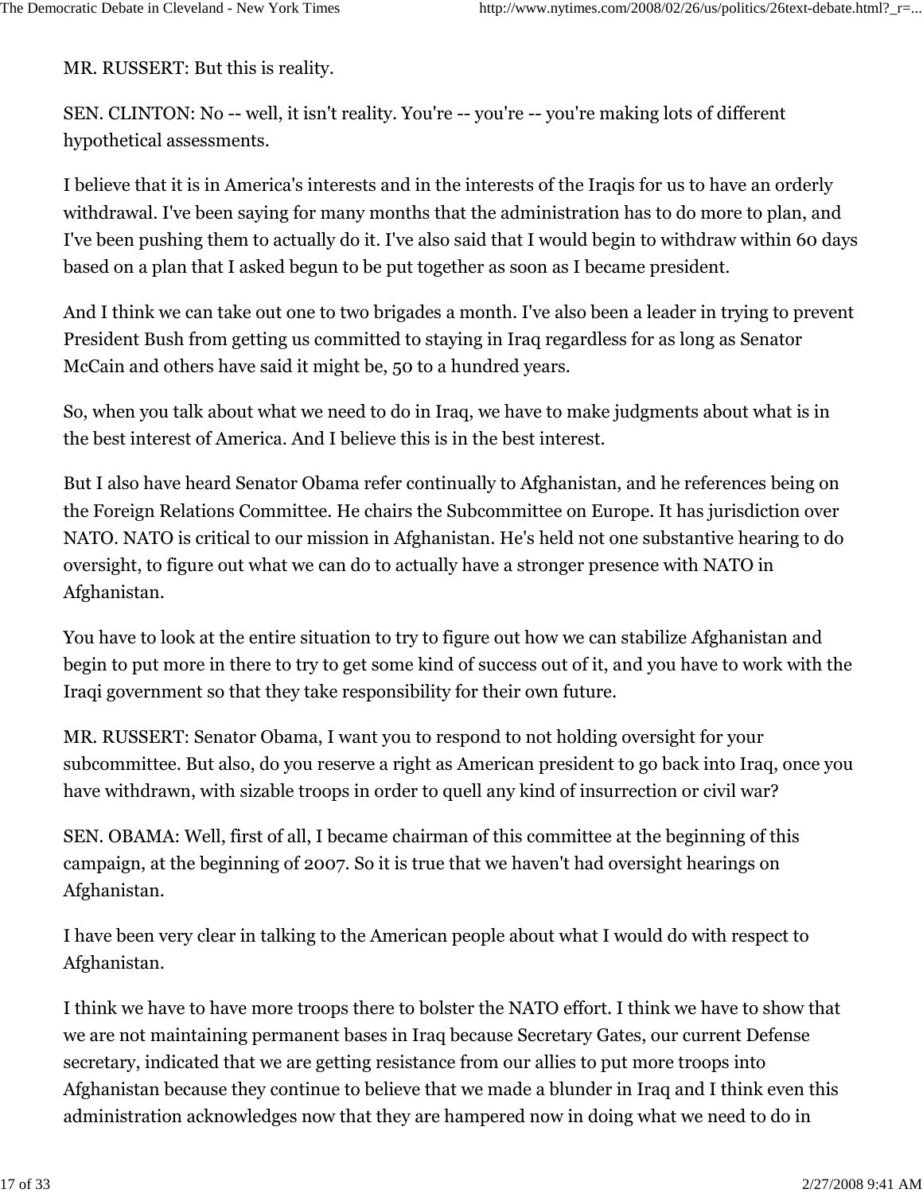MR. RUSSERT: But this is reality.

SEN. CLINTON: No -- well, it isn't reality. You're -- you're -- you're making lots of different hypothetical assessments.

I believe that it is in America's interests and in the interests of the Iraqis for us to have an orderly withdrawal. I've been saying for many months that the administration has to do more to plan, and I've been pushing them to actually do it. I've also said that I would begin to withdraw within 60 days based on a plan that I asked begun to be put together as soon as I became president.

And I think we can take out one to two brigades a month. I've also been a leader in trying to prevent President Bush from getting us committed to staying in Iraq regardless for as long as Senator McCain and others have said it might be, 50 to a hundred years.

So, when you talk about what we need to do in Iraq, we have to make judgments about what is in the best interest of America. And I believe this is in the best interest.

But I also have heard Senator Obama refer continually to Afghanistan, and he references being on the Foreign Relations Committee. He chairs the Subcommittee on Europe. It has jurisdiction over NATO. NATO is critical to our mission in Afghanistan. He's held not one substantive hearing to do oversight, to figure out what we can do to actually have a stronger presence with NATO in Afghanistan.

You have to look at the entire situation to try to figure out how we can stabilize Afghanistan and begin to put more in there to try to get some kind of success out of it, and you have to work with the Iraqi government so that they take responsibility for their own future.

MR. RUSSERT: Senator Obama, I want you to respond to not holding oversight for your subcommittee. But also, do you reserve a right as American president to go back into Iraq, once you have withdrawn, with sizable troops in order to quell any kind of insurrection or civil war?

SEN. OBAMA: Well, first of all, I became chairman of this committee at the beginning of this campaign, at the beginning of 2007. So it is true that we haven't had oversight hearings on Afghanistan.

I have been very clear in talking to the American people about what I would do with respect to Afghanistan.

I think we have to have more troops there to bolster the NATO effort. I think we have to show that we are not maintaining permanent bases in Iraq because Secretary Gates, our current Defense secretary, indicated that we are getting resistance from our allies to put more troops into Afghanistan because they continue to believe that we made a blunder in Iraq and I think even this administration acknowledges now that they are hampered now in doing what we need to do in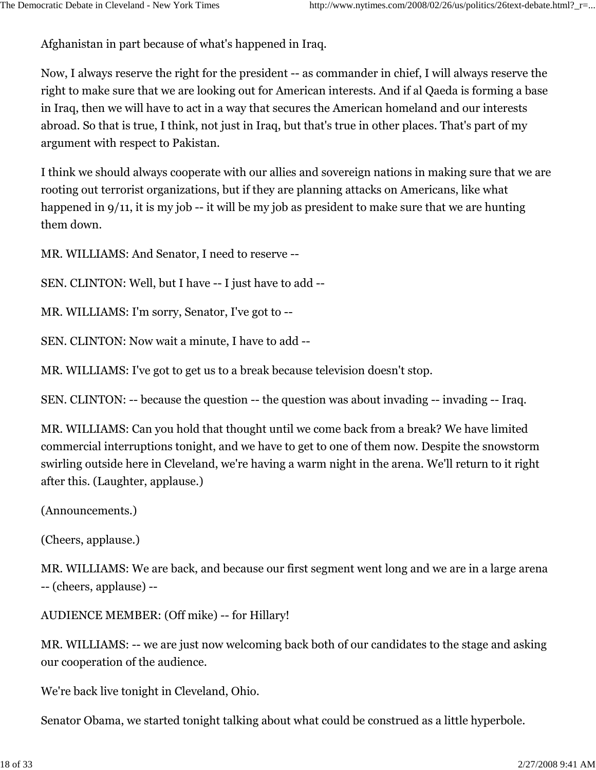Afghanistan in part because of what's happened in Iraq.

Now, I always reserve the right for the president -- as commander in chief, I will always reserve the right to make sure that we are looking out for American interests. And if al Qaeda is forming a base in Iraq, then we will have to act in a way that secures the American homeland and our interests abroad. So that is true, I think, not just in Iraq, but that's true in other places. That's part of my argument with respect to Pakistan.

I think we should always cooperate with our allies and sovereign nations in making sure that we are rooting out terrorist organizations, but if they are planning attacks on Americans, like what happened in 9/11, it is my job -- it will be my job as president to make sure that we are hunting them down.

MR. WILLIAMS: And Senator, I need to reserve --

SEN. CLINTON: Well, but I have -- I just have to add --

MR. WILLIAMS: I'm sorry, Senator, I've got to --

SEN. CLINTON: Now wait a minute, I have to add --

MR. WILLIAMS: I've got to get us to a break because television doesn't stop.

SEN. CLINTON: -- because the question -- the question was about invading -- invading -- Iraq.

MR. WILLIAMS: Can you hold that thought until we come back from a break? We have limited commercial interruptions tonight, and we have to get to one of them now. Despite the snowstorm swirling outside here in Cleveland, we're having a warm night in the arena. We'll return to it right after this. (Laughter, applause.)

(Announcements.)

(Cheers, applause.)

MR. WILLIAMS: We are back, and because our first segment went long and we are in a large arena -- (cheers, applause) --

AUDIENCE MEMBER: (Off mike) -- for Hillary!

MR. WILLIAMS: -- we are just now welcoming back both of our candidates to the stage and asking our cooperation of the audience.

We're back live tonight in Cleveland, Ohio.

Senator Obama, we started tonight talking about what could be construed as a little hyperbole.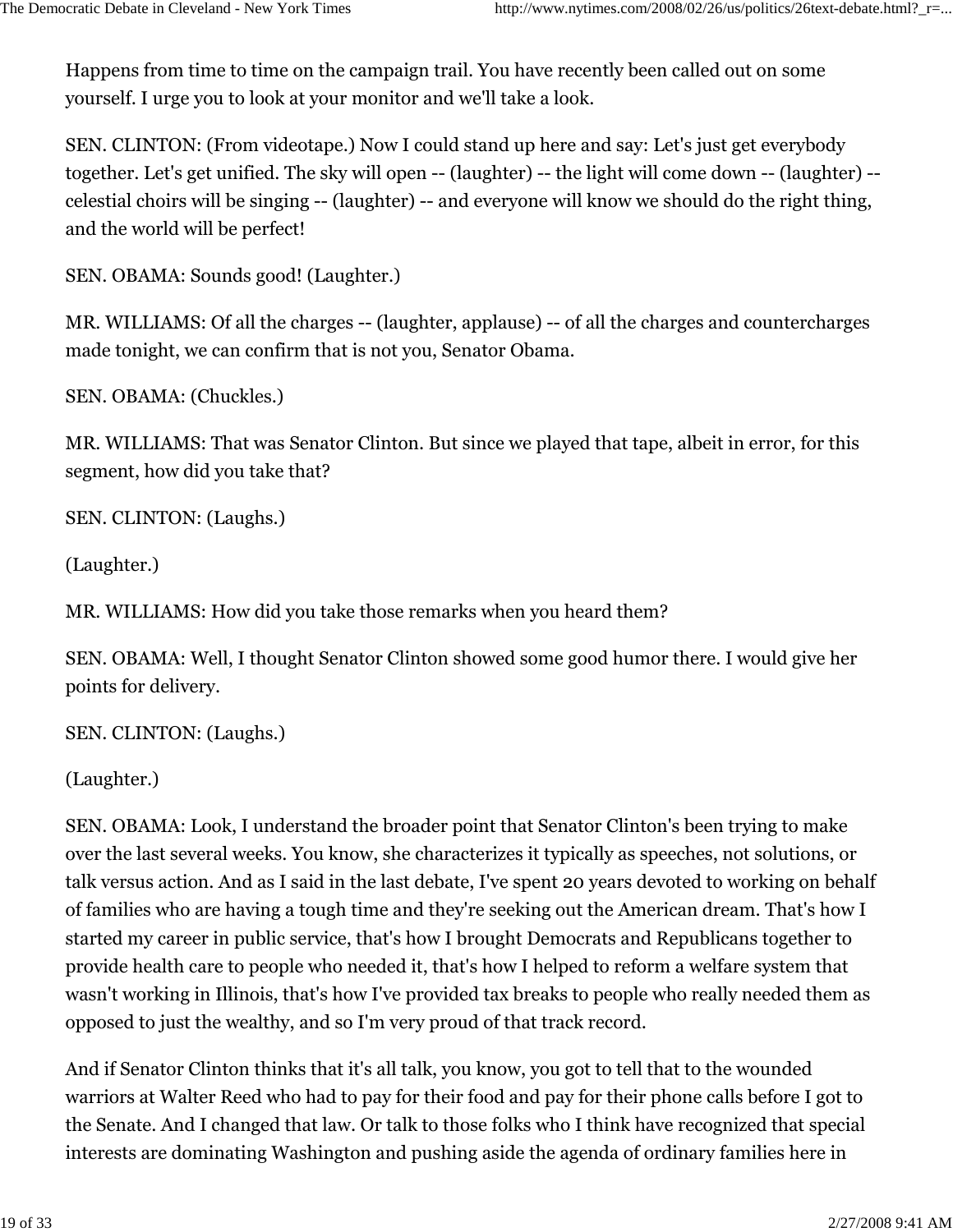Happens from time to time on the campaign trail. You have recently been called out on some yourself. I urge you to look at your monitor and we'll take a look.

SEN. CLINTON: (From videotape.) Now I could stand up here and say: Let's just get everybody together. Let's get unified. The sky will open -- (laughter) -- the light will come down -- (laughter) -- celestial choirs will be singing -- (laughter) -- and everyone will know we should do the right thing, and the world will be perfect!

SEN. OBAMA: Sounds good! (Laughter.)

MR. WILLIAMS: Of all the charges -- (laughter, applause) -- of all the charges and countercharges made tonight, we can confirm that is not you, Senator Obama.

SEN. OBAMA: (Chuckles.)

MR. WILLIAMS: That was Senator Clinton. But since we played that tape, albeit in error, for this segment, how did you take that?

SEN. CLINTON: (Laughs.)

(Laughter.)

MR. WILLIAMS: How did you take those remarks when you heard them?

SEN. OBAMA: Well, I thought Senator Clinton showed some good humor there. I would give her points for delivery.

SEN. CLINTON: (Laughs.)

(Laughter.)

SEN. OBAMA: Look, I understand the broader point that Senator Clinton's been trying to make over the last several weeks. You know, she characterizes it typically as speeches, not solutions, or talk versus action. And as I said in the last debate, I've spent 20 years devoted to working on behalf of families who are having a tough time and they're seeking out the American dream. That's how I started my career in public service, that's how I brought Democrats and Republicans together to provide health care to people who needed it, that's how I helped to reform a welfare system that wasn't working in Illinois, that's how I've provided tax breaks to people who really needed them as opposed to just the wealthy, and so I'm very proud of that track record.

And if Senator Clinton thinks that it's all talk, you know, you got to tell that to the wounded warriors at Walter Reed who had to pay for their food and pay for their phone calls before I got to the Senate. And I changed that law. Or talk to those folks who I think have recognized that special interests are dominating Washington and pushing aside the agenda of ordinary families here in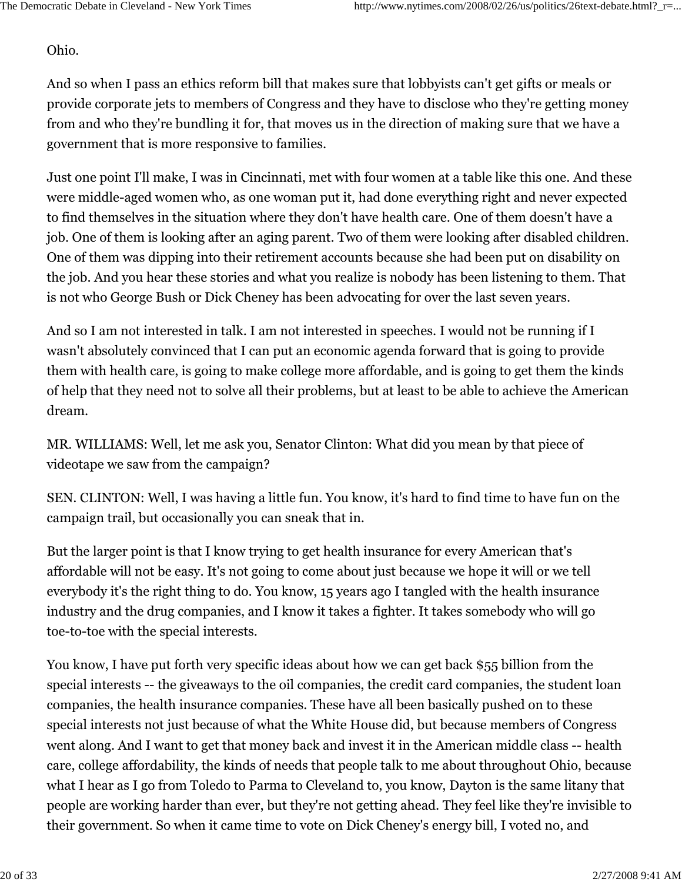Ohio.

And so when I pass an ethics reform bill that makes sure that lobbyists can't get gifts or meals or provide corporate jets to members of Congress and they have to disclose who they're getting money from and who they're bundling it for, that moves us in the direction of making sure that we have a government that is more responsive to families.

Just one point I'll make, I was in Cincinnati, met with four women at a table like this one. And these were middle-aged women who, as one woman put it, had done everything right and never expected to find themselves in the situation where they don't have health care. One of them doesn't have a job. One of them is looking after an aging parent. Two of them were looking after disabled children. One of them was dipping into their retirement accounts because she had been put on disability on the job. And you hear these stories and what you realize is nobody has been listening to them. That is not who George Bush or Dick Cheney has been advocating for over the last seven years.

And so I am not interested in talk. I am not interested in speeches. I would not be running if I wasn't absolutely convinced that I can put an economic agenda forward that is going to provide them with health care, is going to make college more affordable, and is going to get them the kinds of help that they need not to solve all their problems, but at least to be able to achieve the American dream.

MR. WILLIAMS: Well, let me ask you, Senator Clinton: What did you mean by that piece of videotape we saw from the campaign?

SEN. CLINTON: Well, I was having a little fun. You know, it's hard to find time to have fun on the campaign trail, but occasionally you can sneak that in.

But the larger point is that I know trying to get health insurance for every American that's affordable will not be easy. It's not going to come about just because we hope it will or we tell everybody it's the right thing to do. You know, 15 years ago I tangled with the health insurance industry and the drug companies, and I know it takes a fighter. It takes somebody who will go toe-to-toe with the special interests.

You know, I have put forth very specific ideas about how we can get back $55 billion from the special interests -- the giveaways to the oil companies, the credit card companies, the student loan companies, the health insurance companies. These have all been basically pushed on to these special interests not just because of what the White House did, but because members of Congress went along. And I want to get that money back and invest it in the American middle class -- health care, college affordability, the kinds of needs that people talk to me about throughout Ohio, because what I hear as I go from Toledo to Parma to Cleveland to, you know, Dayton is the same litany that people are working harder than ever, but they're not getting ahead. They feel like they're invisible to their government. So when it came time to vote on Dick Cheney's energy bill, I voted no, and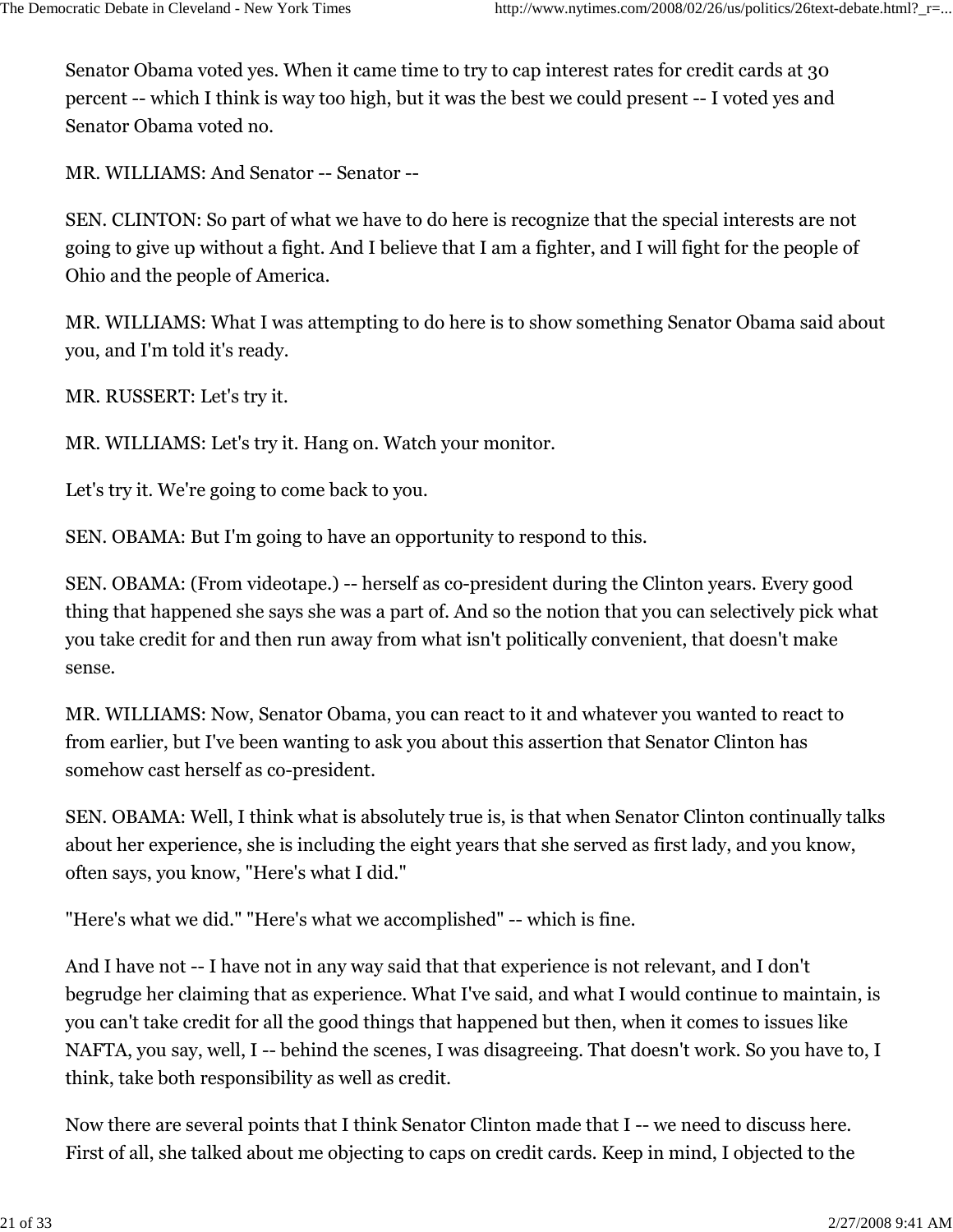Senator Obama voted yes. When it came time to try to cap interest rates for credit cards at 30 percent -- which I think is way too high, but it was the best we could present -- I voted yes and Senator Obama voted no.

MR. WILLIAMS: And Senator -- Senator --

SEN. CLINTON: So part of what we have to do here is recognize that the special interests are not going to give up without a fight. And I believe that I am a fighter, and I will fight for the people of Ohio and the people of America.

MR. WILLIAMS: What I was attempting to do here is to show something Senator Obama said about you, and I'm told it's ready.

MR. RUSSERT: Let's try it.

MR. WILLIAMS: Let's try it. Hang on. Watch your monitor.

Let's try it. We're going to come back to you.

SEN. OBAMA: But I'm going to have an opportunity to respond to this.

SEN. OBAMA: (From videotape.) -- herself as co-president during the Clinton years. Every good thing that happened she says she was a part of. And so the notion that you can selectively pick what you take credit for and then run away from what isn't politically convenient, that doesn't make sense.

MR. WILLIAMS: Now, Senator Obama, you can react to it and whatever you wanted to react to from earlier, but I've been wanting to ask you about this assertion that Senator Clinton has somehow cast herself as co-president.

SEN. OBAMA: Well, I think what is absolutely true is, is that when Senator Clinton continually talks about her experience, she is including the eight years that she served as first lady, and you know, often says, you know, "Here's what I did."

"Here's what we did." "Here's what we accomplished" -- which is fine.

And I have not -- I have not in any way said that that experience is not relevant, and I don't begrudge her claiming that as experience. What I've said, and what I would continue to maintain, is you can't take credit for all the good things that happened but then, when it comes to issues like NAFTA, you say, well, I -- behind the scenes, I was disagreeing. That doesn't work. So you have to, I think, take both responsibility as well as credit.

Now there are several points that I think Senator Clinton made that I -- we need to discuss here. First of all, she talked about me objecting to caps on credit cards. Keep in mind, I objected to the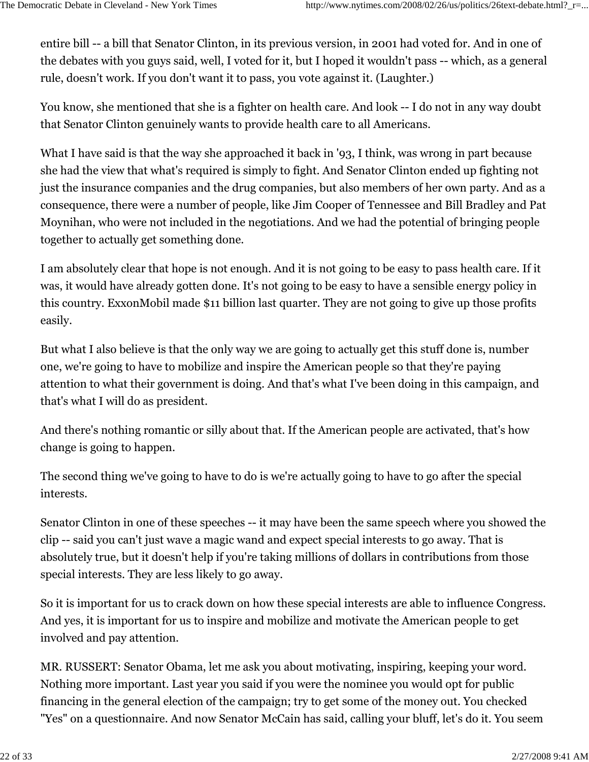entire bill -- a bill that Senator Clinton, in its previous version, in 2001 had voted for. And in one of the debates with you guys said, well, I voted for it, but I hoped it wouldn't pass -- which, as a general rule, doesn't work. If you don't want it to pass, you vote against it. (Laughter.)

You know, she mentioned that she is a fighter on health care. And look -- I do not in any way doubt that Senator Clinton genuinely wants to provide health care to all Americans.

What I have said is that the way she approached it back in '93, I think, was wrong in part because she had the view that what's required is simply to fight. And Senator Clinton ended up fighting not just the insurance companies and the drug companies, but also members of her own party. And as a consequence, there were a number of people, like Jim Cooper of Tennessee and Bill Bradley and Pat Moynihan, who were not included in the negotiations. And we had the potential of bringing people together to actually get something done.

I am absolutely clear that hope is not enough. And it is not going to be easy to pass health care. If it was, it would have already gotten done. It's not going to be easy to have a sensible energy policy in this country. ExxonMobil made $11 billion last quarter. They are not going to give up those profits easily.

But what I also believe is that the only way we are going to actually get this stuff done is, number one, we're going to have to mobilize and inspire the American people so that they're paying attention to what their government is doing. And that's what I've been doing in this campaign, and that's what I will do as president.

And there's nothing romantic or silly about that. If the American people are activated, that's how change is going to happen.

The second thing we've going to have to do is we're actually going to have to go after the special interests.

Senator Clinton in one of these speeches -- it may have been the same speech where you showed the clip -- said you can't just wave a magic wand and expect special interests to go away. That is absolutely true, but it doesn't help if you're taking millions of dollars in contributions from those special interests. They are less likely to go away.

So it is important for us to crack down on how these special interests are able to influence Congress. And yes, it is important for us to inspire and mobilize and motivate the American people to get involved and pay attention.

MR. RUSSERT: Senator Obama, let me ask you about motivating, inspiring, keeping your word. Nothing more important. Last year you said if you were the nominee you would opt for public financing in the general election of the campaign; try to get some of the money out. You checked "Yes" on a questionnaire. And now Senator McCain has said, calling your bluff, let's do it. You seem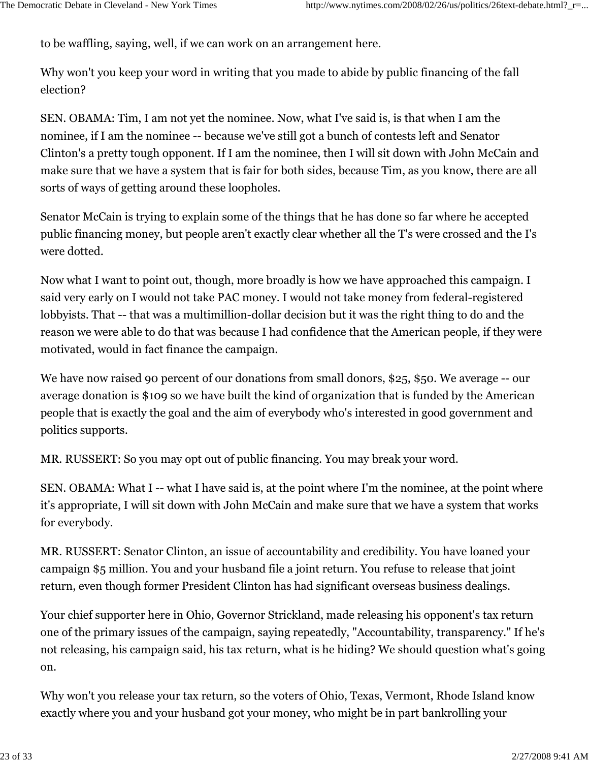to be waffling, saying, well, if we can work on an arrangement here.

Why won't you keep your word in writing that you made to abide by public financing of the fall election?

SEN. OBAMA: Tim, I am not yet the nominee. Now, what I've said is, is that when I am the nominee, if I am the nominee -- because we've still got a bunch of contests left and Senator Clinton's a pretty tough opponent. If I am the nominee, then I will sit down with John McCain and make sure that we have a system that is fair for both sides, because Tim, as you know, there are all sorts of ways of getting around these loopholes.

Senator McCain is trying to explain some of the things that he has done so far where he accepted public financing money, but people aren't exactly clear whether all the T's were crossed and the I's were dotted.

Now what I want to point out, though, more broadly is how we have approached this campaign. I said very early on I would not take PAC money. I would not take money from federal-registered lobbyists. That -- that was a multimillion-dollar decision but it was the right thing to do and the reason we were able to do that was because I had confidence that the American people, if they were motivated, would in fact finance the campaign.

We have now raised 90 percent of our donations from small donors, $25, $50. We average -- our average donation is $109 so we have built the kind of organization that is funded by the American people that is exactly the goal and the aim of everybody who's interested in good government and politics supports.

MR. RUSSERT: So you may opt out of public financing. You may break your word.

SEN. OBAMA: What I -- what I have said is, at the point where I'm the nominee, at the point where it's appropriate, I will sit down with John McCain and make sure that we have a system that works for everybody.

MR. RUSSERT: Senator Clinton, an issue of accountability and credibility. You have loaned your campaign $5 million. You and your husband file a joint return. You refuse to release that joint return, even though former President Clinton has had significant overseas business dealings.

Your chief supporter here in Ohio, Governor Strickland, made releasing his opponent's tax return one of the primary issues of the campaign, saying repeatedly, "Accountability, transparency." If he's not releasing, his campaign said, his tax return, what is he hiding? We should question what's going on.

Why won't you release your tax return, so the voters of Ohio, Texas, Vermont, Rhode Island know exactly where you and your husband got your money, who might be in part bankrolling your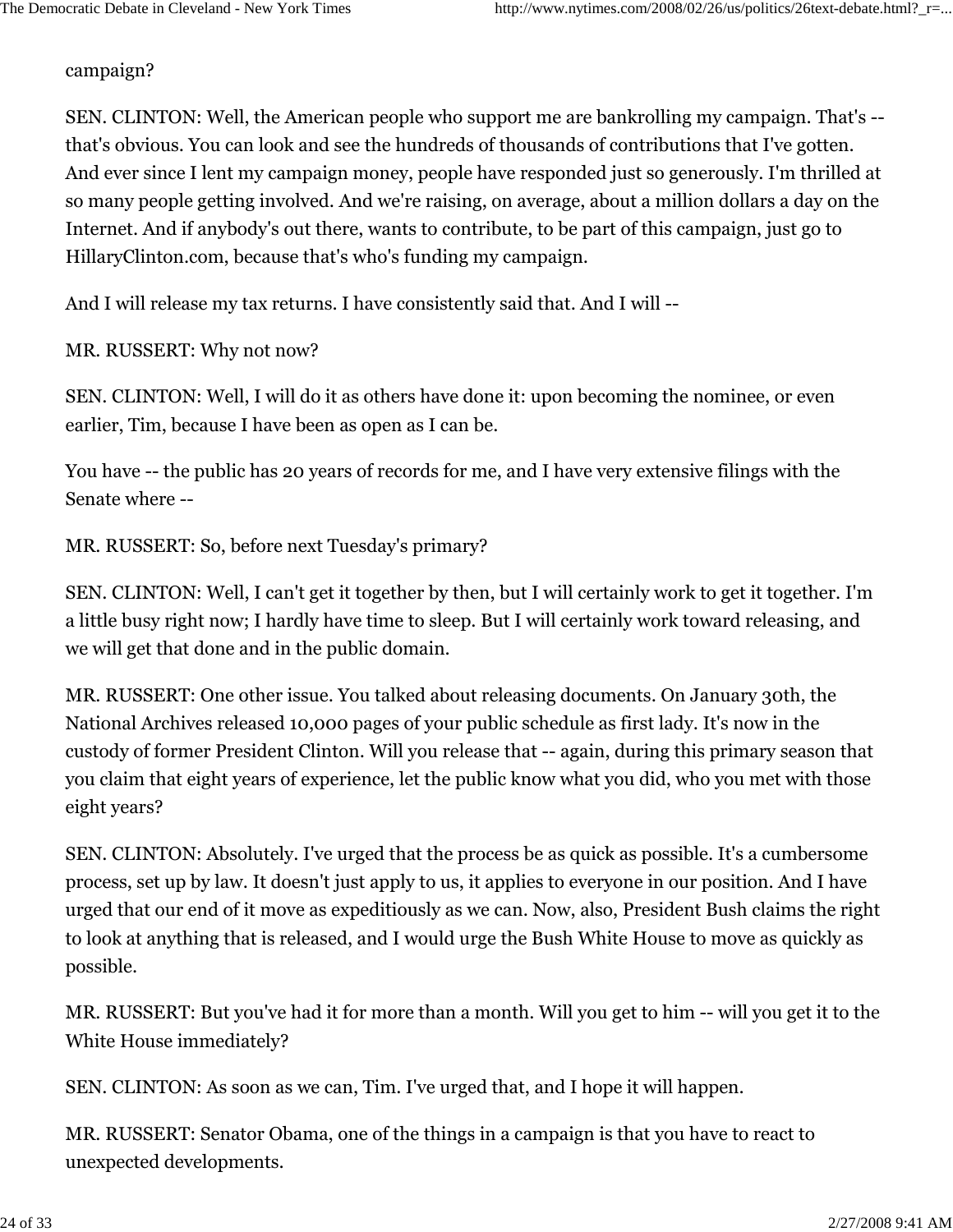campaign?

SEN. CLINTON: Well, the American people who support me are bankrolling my campaign. That's -- that's obvious. You can look and see the hundreds of thousands of contributions that I've gotten. And ever since I lent my campaign money, people have responded just so generously. I'm thrilled at so many people getting involved. And we're raising, on average, about a million dollars a day on the Internet. And if anybody's out there, wants to contribute, to be part of this campaign, just go to HillaryClinton.com, because that's who's funding my campaign.

And I will release my tax returns. I have consistently said that. And I will --

MR. RUSSERT: Why not now?

SEN. CLINTON: Well, I will do it as others have done it: upon becoming the nominee, or even earlier, Tim, because I have been as open as I can be.

You have -- the public has 20 years of records for me, and I have very extensive filings with the Senate where --

MR. RUSSERT: So, before next Tuesday's primary?

SEN. CLINTON: Well, I can't get it together by then, but I will certainly work to get it together. I'm a little busy right now; I hardly have time to sleep. But I will certainly work toward releasing, and we will get that done and in the public domain.

MR. RUSSERT: One other issue. You talked about releasing documents. On January 30th, the National Archives released 10,000 pages of your public schedule as first lady. It's now in the custody of former President Clinton. Will you release that -- again, during this primary season that you claim that eight years of experience, let the public know what you did, who you met with those eight years?

SEN. CLINTON: Absolutely. I've urged that the process be as quick as possible. It's a cumbersome process, set up by law. It doesn't just apply to us, it applies to everyone in our position. And I have urged that our end of it move as expeditiously as we can. Now, also, President Bush claims the right to look at anything that is released, and I would urge the Bush White House to move as quickly as possible.

MR. RUSSERT: But you've had it for more than a month. Will you get to him -- will you get it to the White House immediately?

SEN. CLINTON: As soon as we can, Tim. I've urged that, and I hope it will happen.

MR. RUSSERT: Senator Obama, one of the things in a campaign is that you have to react to unexpected developments.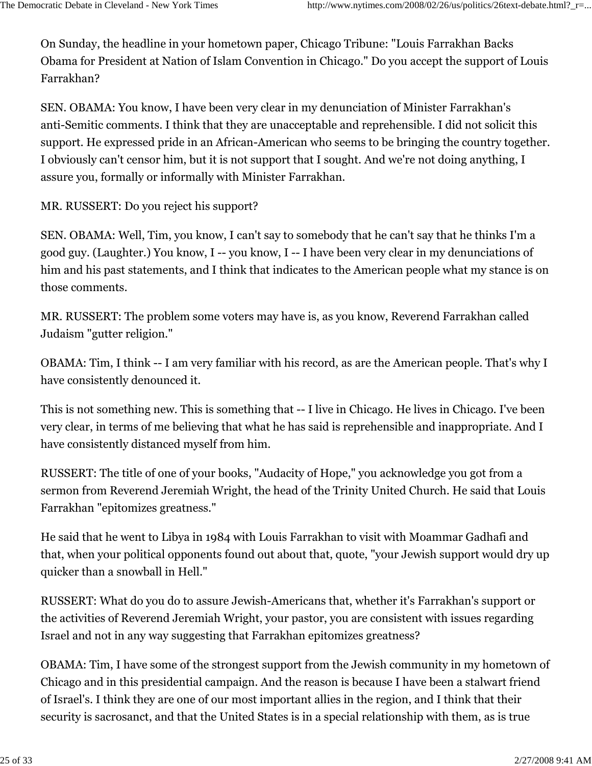On Sunday, the headline in your hometown paper, Chicago Tribune: "Louis Farrakhan Backs Obama for President at Nation of Islam Convention in Chicago." Do you accept the support of Louis Farrakhan?

SEN. OBAMA: You know, I have been very clear in my denunciation of Minister Farrakhan's anti-Semitic comments. I think that they are unacceptable and reprehensible. I did not solicit this support. He expressed pride in an African-American who seems to be bringing the country together. I obviously can't censor him, but it is not support that I sought. And we're not doing anything, I assure you, formally or informally with Minister Farrakhan.

MR. RUSSERT: Do you reject his support?

SEN. OBAMA: Well, Tim, you know, I can't say to somebody that he can't say that he thinks I'm a good guy. (Laughter.) You know, I -- you know, I -- I have been very clear in my denunciations of him and his past statements, and I think that indicates to the American people what my stance is on those comments.

MR. RUSSERT: The problem some voters may have is, as you know, Reverend Farrakhan called Judaism "gutter religion."

OBAMA: Tim, I think -- I am very familiar with his record, as are the American people. That's why I have consistently denounced it.

This is not something new. This is something that -- I live in Chicago. He lives in Chicago. I've been very clear, in terms of me believing that what he has said is reprehensible and inappropriate. And I have consistently distanced myself from him.

RUSSERT: The title of one of your books, "Audacity of Hope," you acknowledge you got from a sermon from Reverend Jeremiah Wright, the head of the Trinity United Church. He said that Louis Farrakhan "epitomizes greatness."

He said that he went to Libya in 1984 with Louis Farrakhan to visit with Moammar Gadhafi and that, when your political opponents found out about that, quote, "your Jewish support would dry up quicker than a snowball in Hell."

RUSSERT: What do you do to assure Jewish-Americans that, whether it's Farrakhan's support or the activities of Reverend Jeremiah Wright, your pastor, you are consistent with issues regarding Israel and not in any way suggesting that Farrakhan epitomizes greatness?

OBAMA: Tim, I have some of the strongest support from the Jewish community in my hometown of Chicago and in this presidential campaign. And the reason is because I have been a stalwart friend of Israel's. I think they are one of our most important allies in the region, and I think that their security is sacrosanct, and that the United States is in a special relationship with them, as is true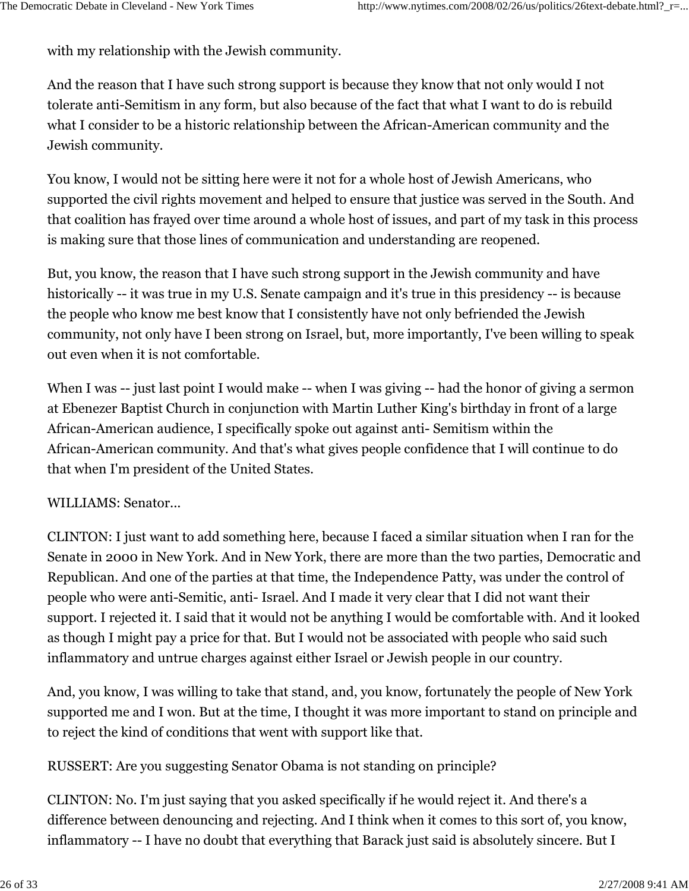with my relationship with the Jewish community.

And the reason that I have such strong support is because they know that not only would I not tolerate anti-Semitism in any form, but also because of the fact that what I want to do is rebuild what I consider to be a historic relationship between the African-American community and the Jewish community.

You know, I would not be sitting here were it not for a whole host of Jewish Americans, who supported the civil rights movement and helped to ensure that justice was served in the South. And that coalition has frayed over time around a whole host of issues, and part of my task in this process is making sure that those lines of communication and understanding are reopened.

But, you know, the reason that I have such strong support in the Jewish community and have historically -- it was true in my U.S. Senate campaign and it's true in this presidency -- is because the people who know me best know that I consistently have not only befriended the Jewish community, not only have I been strong on Israel, but, more importantly, I've been willing to speak out even when it is not comfortable.

When I was -- just last point I would make -- when I was giving -- had the honor of giving a sermon at Ebenezer Baptist Church in conjunction with Martin Luther King's birthday in front of a large African-American audience, I specifically spoke out against anti- Semitism within the African-American community. And that's what gives people confidence that I will continue to do that when I'm president of the United States.

WILLIAMS: Senator...

CLINTON: I just want to add something here, because I faced a similar situation when I ran for the Senate in 2000 in New York. And in New York, there are more than the two parties, Democratic and Republican. And one of the parties at that time, the Independence Patty, was under the control of people who were anti-Semitic, anti- Israel. And I made it very clear that I did not want their support. I rejected it. I said that it would not be anything I would be comfortable with. And it looked as though I might pay a price for that. But I would not be associated with people who said such inflammatory and untrue charges against either Israel or Jewish people in our country.

And, you know, I was willing to take that stand, and, you know, fortunately the people of New York supported me and I won. But at the time, I thought it was more important to stand on principle and to reject the kind of conditions that went with support like that.

RUSSERT: Are you suggesting Senator Obama is not standing on principle?

CLINTON: No. I'm just saying that you asked specifically if he would reject it. And there's a difference between denouncing and rejecting. And I think when it comes to this sort of, you know, inflammatory -- I have no doubt that everything that Barack just said is absolutely sincere. But I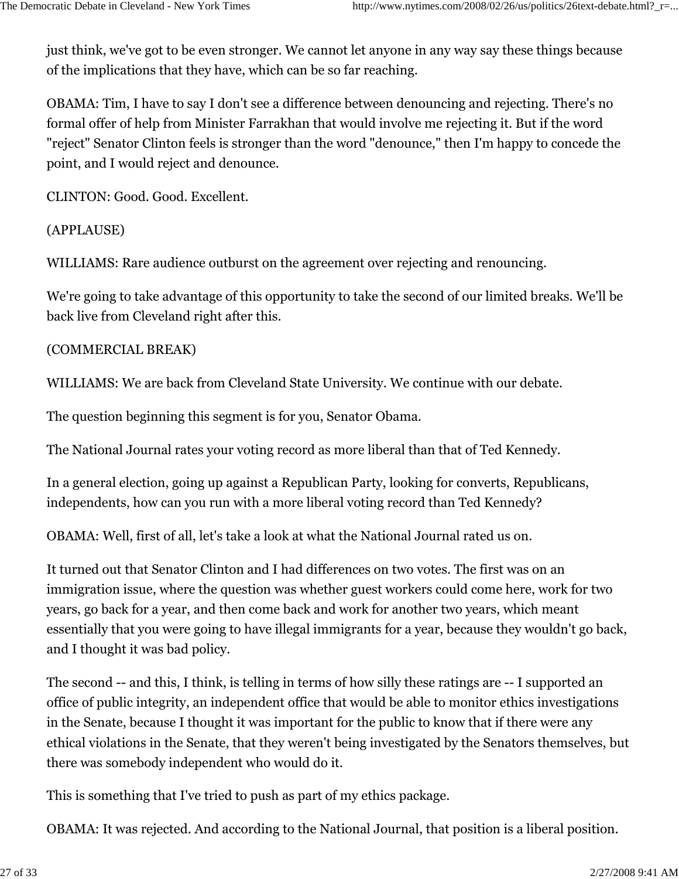just think, we've got to be even stronger. We cannot let anyone in any way say these things because of the implications that they have, which can be so far reaching.

OBAMA: Tim, I have to say I don't see a difference between denouncing and rejecting. There's no formal offer of help from Minister Farrakhan that would involve me rejecting it. But if the word "reject" Senator Clinton feels is stronger than the word "denounce," then I'm happy to concede the point, and I would reject and denounce.

CLINTON: Good. Good. Excellent.

(APPLAUSE)

WILLIAMS: Rare audience outburst on the agreement over rejecting and renouncing.

We're going to take advantage of this opportunity to take the second of our limited breaks. We'll be back live from Cleveland right after this.

(COMMERCIAL BREAK)

WILLIAMS: We are back from Cleveland State University. We continue with our debate.

The question beginning this segment is for you, Senator Obama.

The National Journal rates your voting record as more liberal than that of Ted Kennedy.

In a general election, going up against a Republican Party, looking for converts, Republicans, independents, how can you run with a more liberal voting record than Ted Kennedy?

OBAMA: Well, first of all, let's take a look at what the National Journal rated us on.

It turned out that Senator Clinton and I had differences on two votes. The first was on an immigration issue, where the question was whether guest workers could come here, work for two years, go back for a year, and then come back and work for another two years, which meant essentially that you were going to have illegal immigrants for a year, because they wouldn't go back, and I thought it was bad policy.

The second -- and this, I think, is telling in terms of how silly these ratings are -- I supported an office of public integrity, an independent office that would be able to monitor ethics investigations in the Senate, because I thought it was important for the public to know that if there were any ethical violations in the Senate, that they weren't being investigated by the Senators themselves, but there was somebody independent who would do it.

This is something that I've tried to push as part of my ethics package.

OBAMA: It was rejected. And according to the National Journal, that position is a liberal position.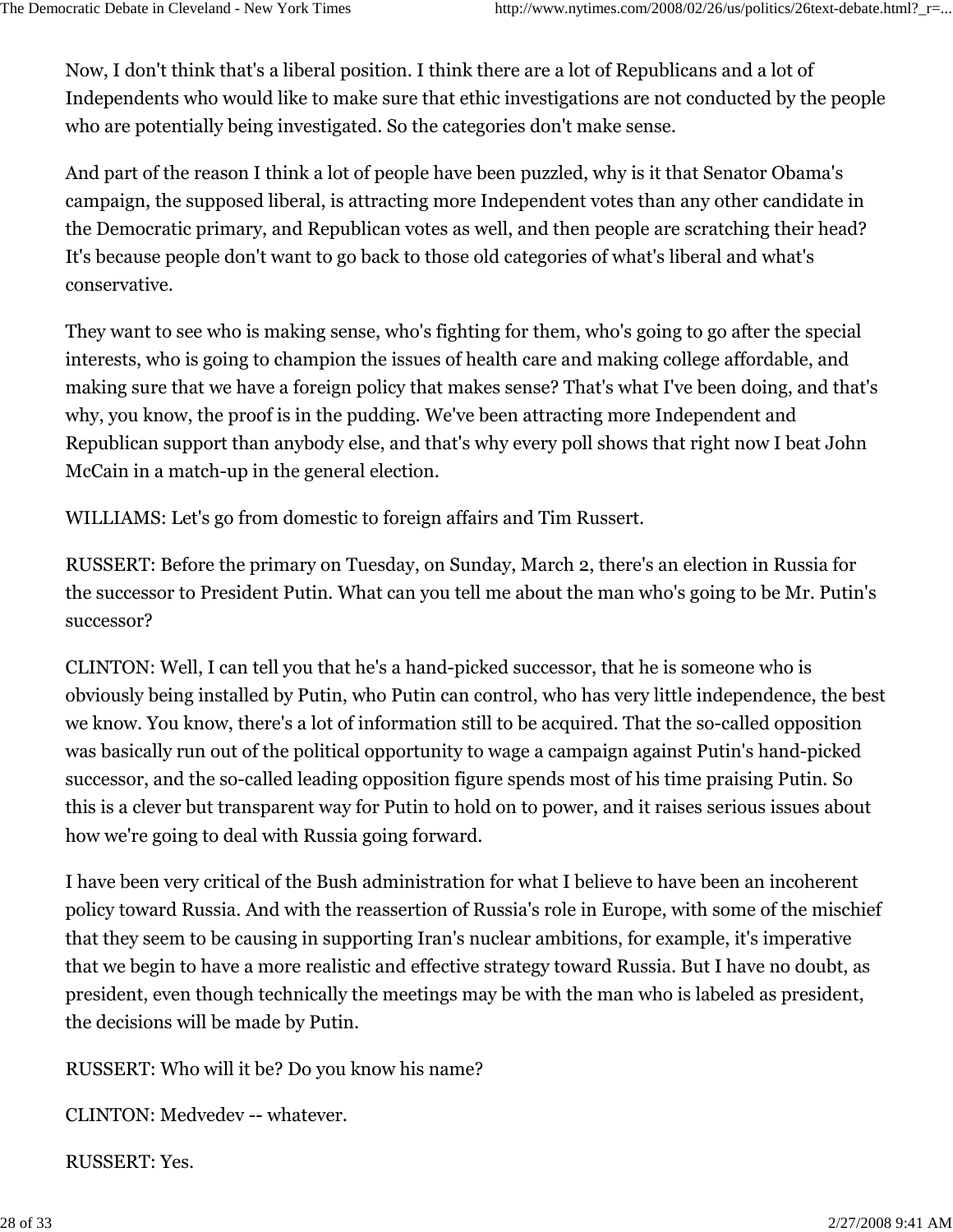Now, I don't think that's a liberal position. I think there are a lot of Republicans and a lot of Independents who would like to make sure that ethic investigations are not conducted by the people who are potentially being investigated. So the categories don't make sense.

And part of the reason I think a lot of people have been puzzled, why is it that Senator Obama's campaign, the supposed liberal, is attracting more Independent votes than any other candidate in the Democratic primary, and Republican votes as well, and then people are scratching their head? It's because people don't want to go back to those old categories of what's liberal and what's conservative.

They want to see who is making sense, who's fighting for them, who's going to go after the special interests, who is going to champion the issues of health care and making college affordable, and making sure that we have a foreign policy that makes sense? That's what I've been doing, and that's why, you know, the proof is in the pudding. We've been attracting more Independent and Republican support than anybody else, and that's why every poll shows that right now I beat John McCain in a match-up in the general election.

WILLIAMS: Let's go from domestic to foreign affairs and Tim Russert.

RUSSERT: Before the primary on Tuesday, on Sunday, March 2, there's an election in Russia for the successor to President Putin. What can you tell me about the man who's going to be Mr. Putin's successor?

CLINTON: Well, I can tell you that he's a hand-picked successor, that he is someone who is obviously being installed by Putin, who Putin can control, who has very little independence, the best we know. You know, there's a lot of information still to be acquired. That the so-called opposition was basically run out of the political opportunity to wage a campaign against Putin's hand-picked successor, and the so-called leading opposition figure spends most of his time praising Putin. So this is a clever but transparent way for Putin to hold on to power, and it raises serious issues about how we're going to deal with Russia going forward.

I have been very critical of the Bush administration for what I believe to have been an incoherent policy toward Russia. And with the reassertion of Russia's role in Europe, with some of the mischief that they seem to be causing in supporting Iran's nuclear ambitions, for example, it's imperative that we begin to have a more realistic and effective strategy toward Russia. But I have no doubt, as president, even though technically the meetings may be with the man who is labeled as president, the decisions will be made by Putin.

RUSSERT: Who will it be? Do you know his name?

CLINTON: Medvedev -- whatever.

RUSSERT: Yes.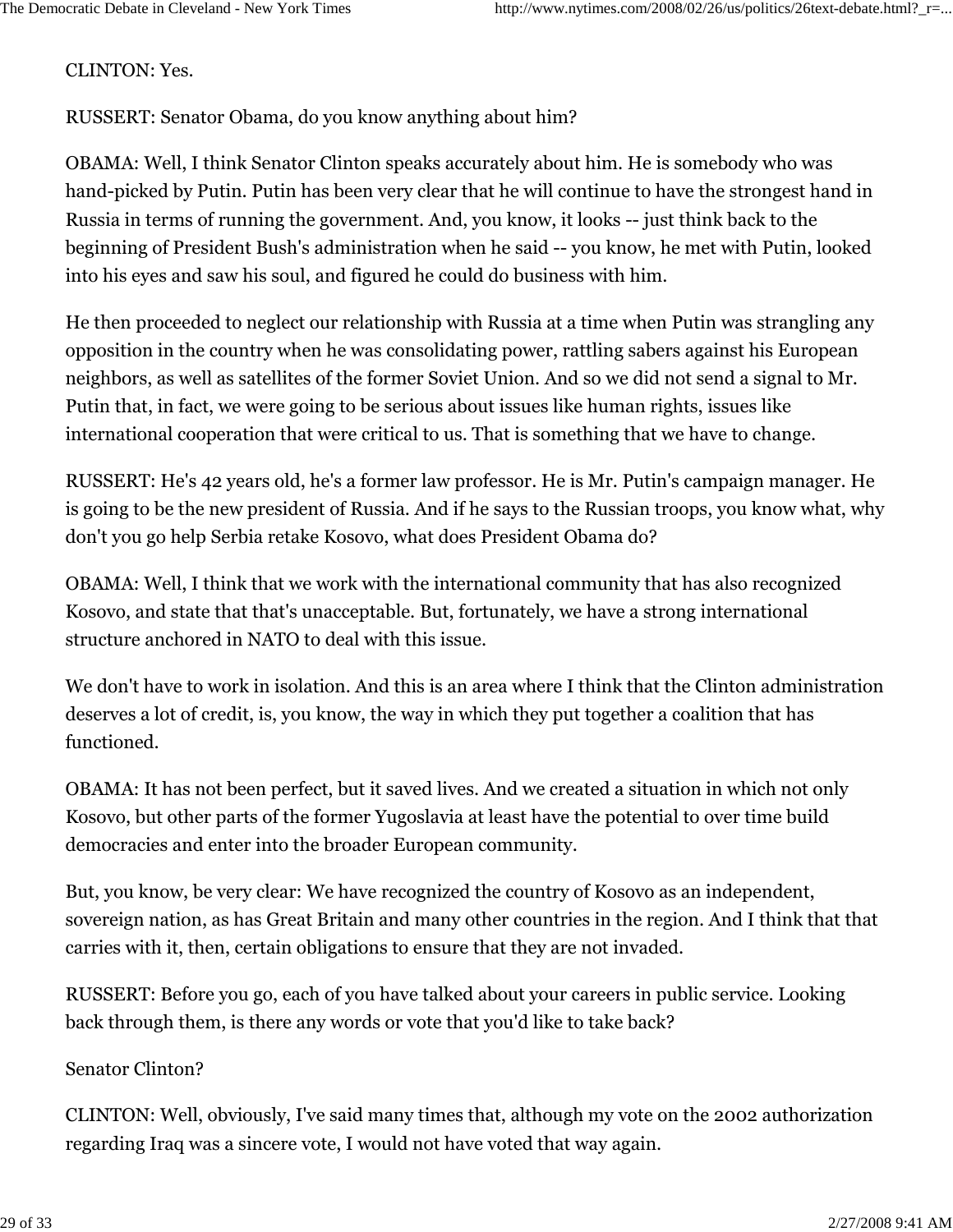CLINTON: Yes.

RUSSERT: Senator Obama, do you know anything about him?

OBAMA: Well, I think Senator Clinton speaks accurately about him. He is somebody who was hand-picked by Putin. Putin has been very clear that he will continue to have the strongest hand in Russia in terms of running the government. And, you know, it looks -- just think back to the beginning of President Bush's administration when he said -- you know, he met with Putin, looked into his eyes and saw his soul, and figured he could do business with him.

He then proceeded to neglect our relationship with Russia at a time when Putin was strangling any opposition in the country when he was consolidating power, rattling sabers against his European neighbors, as well as satellites of the former Soviet Union. And so we did not send a signal to Mr. Putin that, in fact, we were going to be serious about issues like human rights, issues like international cooperation that were critical to us. That is something that we have to change.

RUSSERT: He's 42 years old, he's a former law professor. He is Mr. Putin's campaign manager. He is going to be the new president of Russia. And if he says to the Russian troops, you know what, why don't you go help Serbia retake Kosovo, what does President Obama do?

OBAMA: Well, I think that we work with the international community that has also recognized Kosovo, and state that that's unacceptable. But, fortunately, we have a strong international structure anchored in NATO to deal with this issue.

We don't have to work in isolation. And this is an area where I think that the Clinton administration deserves a lot of credit, is, you know, the way in which they put together a coalition that has functioned.

OBAMA: It has not been perfect, but it saved lives. And we created a situation in which not only Kosovo, but other parts of the former Yugoslavia at least have the potential to over time build democracies and enter into the broader European community.

But, you know, be very clear: We have recognized the country of Kosovo as an independent, sovereign nation, as has Great Britain and many other countries in the region. And I think that that carries with it, then, certain obligations to ensure that they are not invaded.

RUSSERT: Before you go, each of you have talked about your careers in public service. Looking back through them, is there any words or vote that you'd like to take back?

Senator Clinton?

CLINTON: Well, obviously, I've said many times that, although my vote on the 2002 authorization regarding Iraq was a sincere vote, I would not have voted that way again.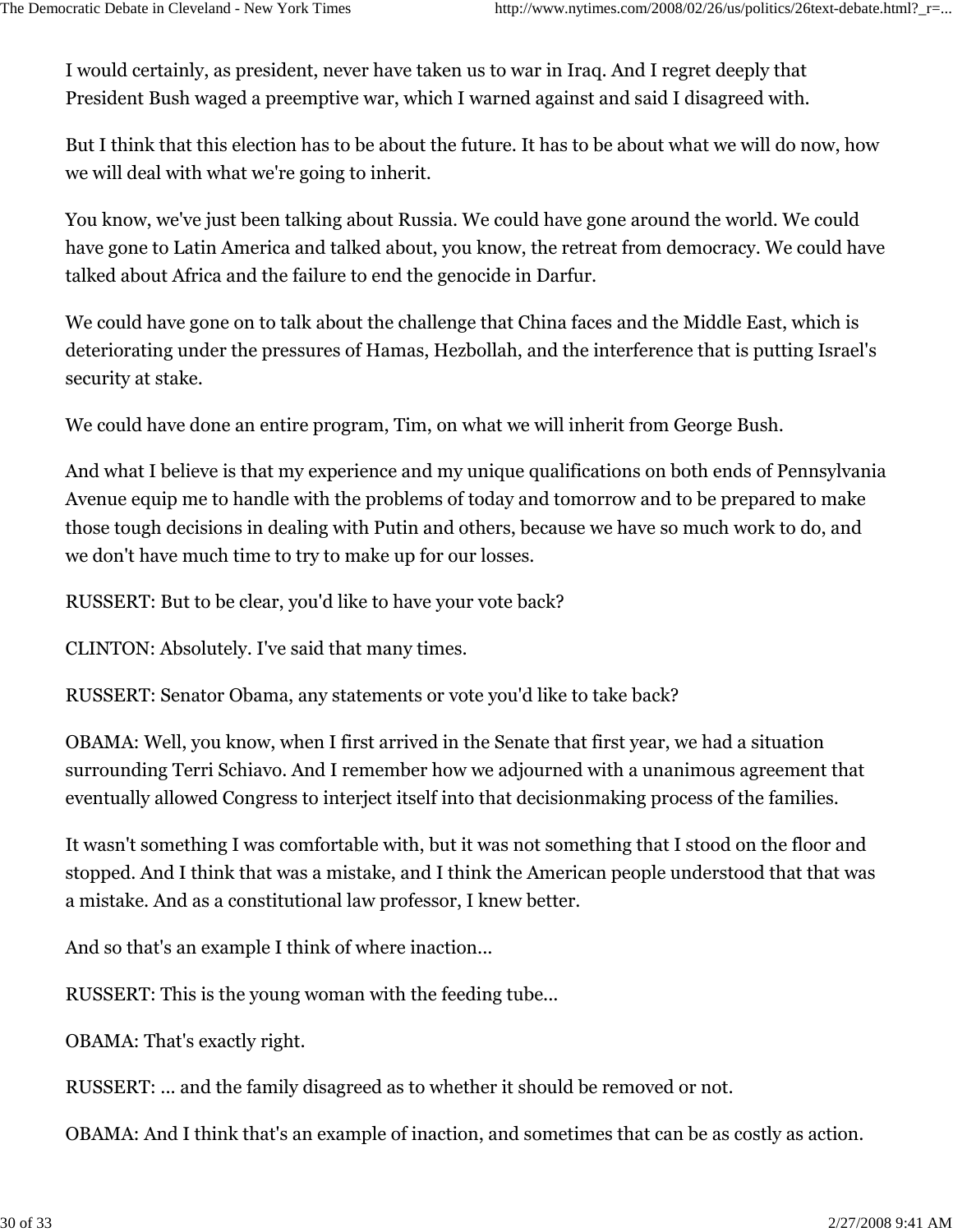I would certainly, as president, never have taken us to war in Iraq. And I regret deeply that President Bush waged a preemptive war, which I warned against and said I disagreed with.

But I think that this election has to be about the future. It has to be about what we will do now, how we will deal with what we're going to inherit.

You know, we've just been talking about Russia. We could have gone around the world. We could have gone to Latin America and talked about, you know, the retreat from democracy. We could have talked about Africa and the failure to end the genocide in Darfur.

We could have gone on to talk about the challenge that China faces and the Middle East, which is deteriorating under the pressures of Hamas, Hezbollah, and the interference that is putting Israel's security at stake.

We could have done an entire program, Tim, on what we will inherit from George Bush.

And what I believe is that my experience and my unique qualifications on both ends of Pennsylvania Avenue equip me to handle with the problems of today and tomorrow and to be prepared to make those tough decisions in dealing with Putin and others, because we have so much work to do, and we don't have much time to try to make up for our losses.

RUSSERT: But to be clear, you'd like to have your vote back?

CLINTON: Absolutely. I've said that many times.

RUSSERT: Senator Obama, any statements or vote you'd like to take back?

OBAMA: Well, you know, when I first arrived in the Senate that first year, we had a situation surrounding Terri Schiavo. And I remember how we adjourned with a unanimous agreement that eventually allowed Congress to interject itself into that decisionmaking process of the families.

It wasn't something I was comfortable with, but it was not something that I stood on the floor and stopped. And I think that was a mistake, and I think the American people understood that that was a mistake. And as a constitutional law professor, I knew better.

And so that's an example I think of where inaction...

RUSSERT: This is the young woman with the feeding tube...

OBAMA: That's exactly right.

RUSSERT: ... and the family disagreed as to whether it should be removed or not.

OBAMA: And I think that's an example of inaction, and sometimes that can be as costly as action.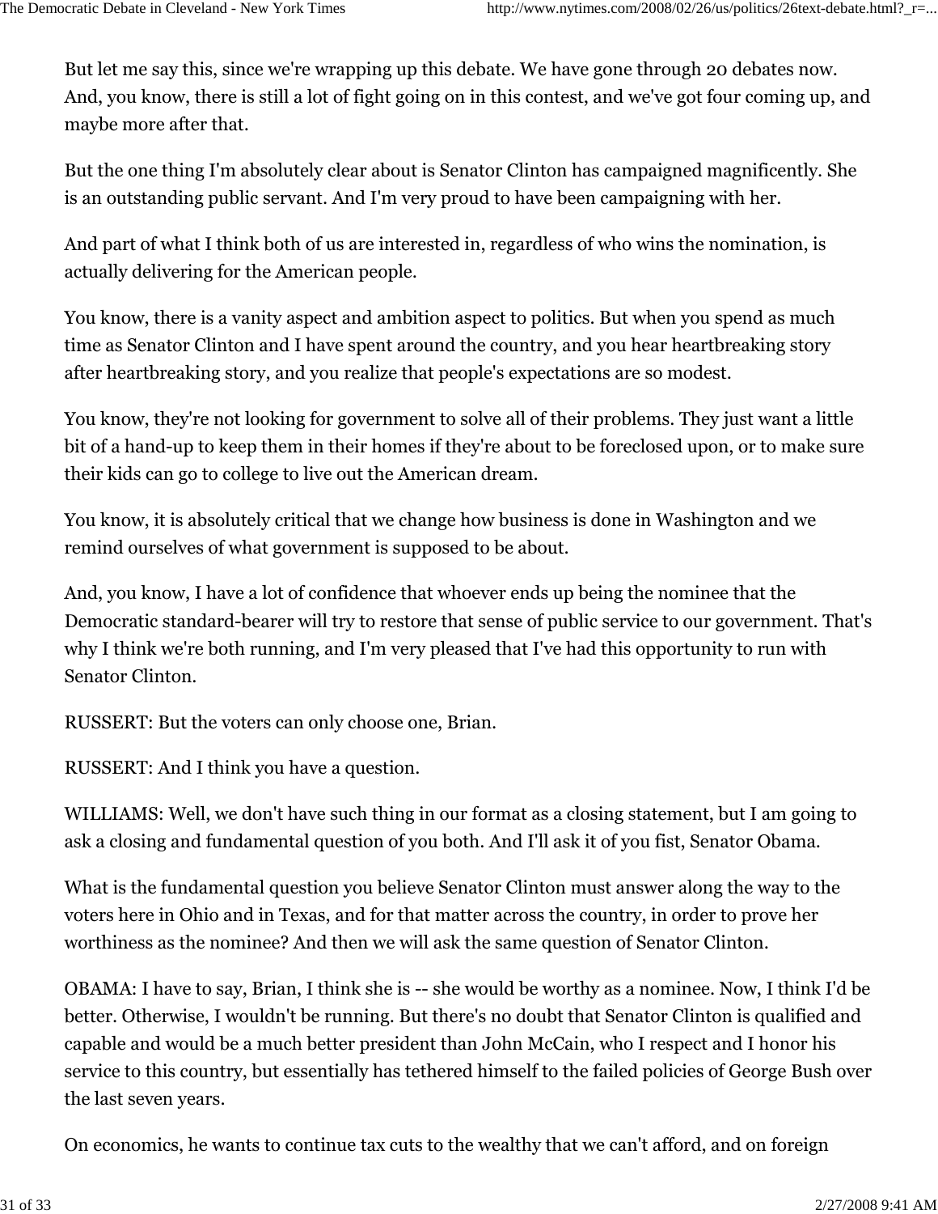But let me say this, since we're wrapping up this debate. We have gone through 20 debates now. And, you know, there is still a lot of fight going on in this contest, and we've got four coming up, and maybe more after that.

But the one thing I'm absolutely clear about is Senator Clinton has campaigned magnificently. She is an outstanding public servant. And I'm very proud to have been campaigning with her.

And part of what I think both of us are interested in, regardless of who wins the nomination, is actually delivering for the American people.

You know, there is a vanity aspect and ambition aspect to politics. But when you spend as much time as Senator Clinton and I have spent around the country, and you hear heartbreaking story after heartbreaking story, and you realize that people's expectations are so modest.

You know, they're not looking for government to solve all of their problems. They just want a little bit of a hand-up to keep them in their homes if they're about to be foreclosed upon, or to make sure their kids can go to college to live out the American dream.

You know, it is absolutely critical that we change how business is done in Washington and we remind ourselves of what government is supposed to be about.

And, you know, I have a lot of confidence that whoever ends up being the nominee that the Democratic standard-bearer will try to restore that sense of public service to our government. That's why I think we're both running, and I'm very pleased that I've had this opportunity to run with Senator Clinton.

RUSSERT: But the voters can only choose one, Brian.

RUSSERT: And I think you have a question.

WILLIAMS: Well, we don't have such thing in our format as a closing statement, but I am going to ask a closing and fundamental question of you both. And I'll ask it of you fist, Senator Obama.

What is the fundamental question you believe Senator Clinton must answer along the way to the voters here in Ohio and in Texas, and for that matter across the country, in order to prove her worthiness as the nominee? And then we will ask the same question of Senator Clinton.

OBAMA: I have to say, Brian, I think she is -- she would be worthy as a nominee. Now, I think I'd be better. Otherwise, I wouldn't be running. But there's no doubt that Senator Clinton is qualified and capable and would be a much better president than John McCain, who I respect and I honor his service to this country, but essentially has tethered himself to the failed policies of George Bush over the last seven years.

On economics, he wants to continue tax cuts to the wealthy that we can't afford, and on foreign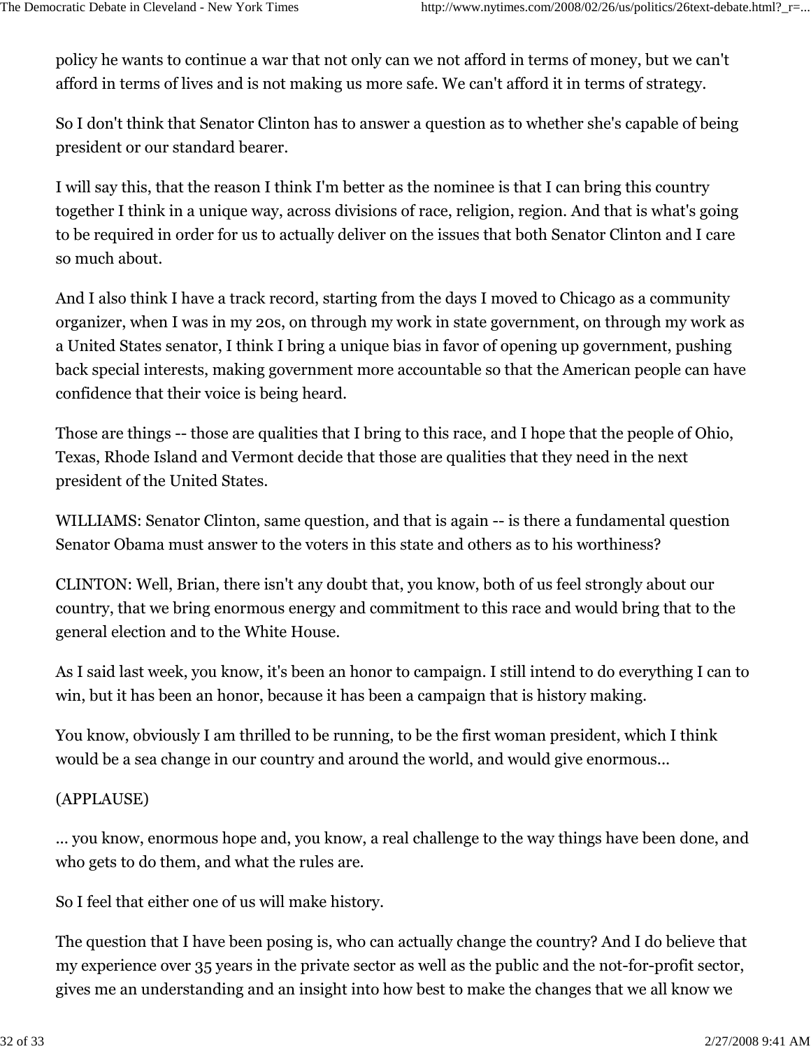policy he wants to continue a war that not only can we not afford in terms of money, but we can't afford in terms of lives and is not making us more safe. We can't afford it in terms of strategy.

So I don't think that Senator Clinton has to answer a question as to whether she's capable of being president or our standard bearer.

I will say this, that the reason I think I'm better as the nominee is that I can bring this country together I think in a unique way, across divisions of race, religion, region. And that is what's going to be required in order for us to actually deliver on the issues that both Senator Clinton and I care so much about.

And I also think I have a track record, starting from the days I moved to Chicago as a community organizer, when I was in my 20s, on through my work in state government, on through my work as a United States senator, I think I bring a unique bias in favor of opening up government, pushing back special interests, making government more accountable so that the American people can have confidence that their voice is being heard.

Those are things -- those are qualities that I bring to this race, and I hope that the people of Ohio, Texas, Rhode Island and Vermont decide that those are qualities that they need in the next president of the United States.

WILLIAMS: Senator Clinton, same question, and that is again -- is there a fundamental question Senator Obama must answer to the voters in this state and others as to his worthiness?

CLINTON: Well, Brian, there isn't any doubt that, you know, both of us feel strongly about our country, that we bring enormous energy and commitment to this race and would bring that to the general election and to the White House.

As I said last week, you know, it's been an honor to campaign. I still intend to do everything I can to win, but it has been an honor, because it has been a campaign that is history making.

You know, obviously I am thrilled to be running, to be the first woman president, which I think would be a sea change in our country and around the world, and would give enormous...

(APPLAUSE)

... you know, enormous hope and, you know, a real challenge to the way things have been done, and who gets to do them, and what the rules are.

So I feel that either one of us will make history.

The question that I have been posing is, who can actually change the country? And I do believe that my experience over 35 years in the private sector as well as the public and the not-for-profit sector, gives me an understanding and an insight into how best to make the changes that we all know we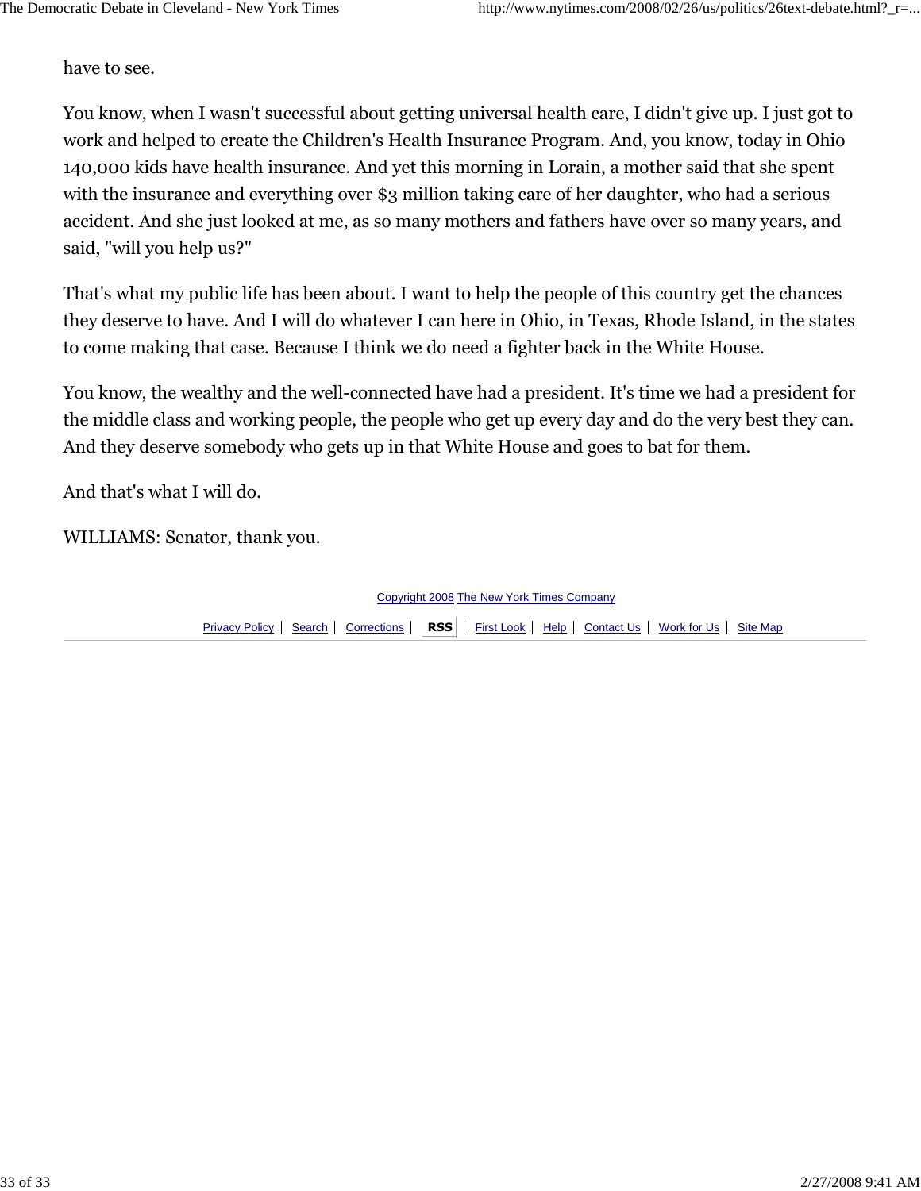have to see.

You know, when I wasn't successful about getting universal health care, I didn't give up. I just got to work and helped to create the Children's Health Insurance Program. And, you know, today in Ohio 140,000 kids have health insurance. And yet this morning in Lorain, a mother said that she spent with the insurance and everything over $3 million taking care of her daughter, who had a serious accident. And she just looked at me, as so many mothers and fathers have over so many years, and said, "will you help us?"

That's what my public life has been about. I want to help the people of this country get the chances they deserve to have. And I will do whatever I can here in Ohio, in Texas, Rhode Island, in the states to come making that case. Because I think we do need a fighter back in the White House.

You know, the wealthy and the well-connected have had a president. It's time we had a president for the middle class and working people, the people who get up every day and do the very best they can. And they deserve somebody who gets up in that White House and goes to bat for them.

And that's what I will do.

WILLIAMS: Senator, thank you.

Copyright 2008 The New York Times Company

Privacy Policy | Search | Corrections | RSS | First Look | Help | Contact Us | Work for Us | Site Map